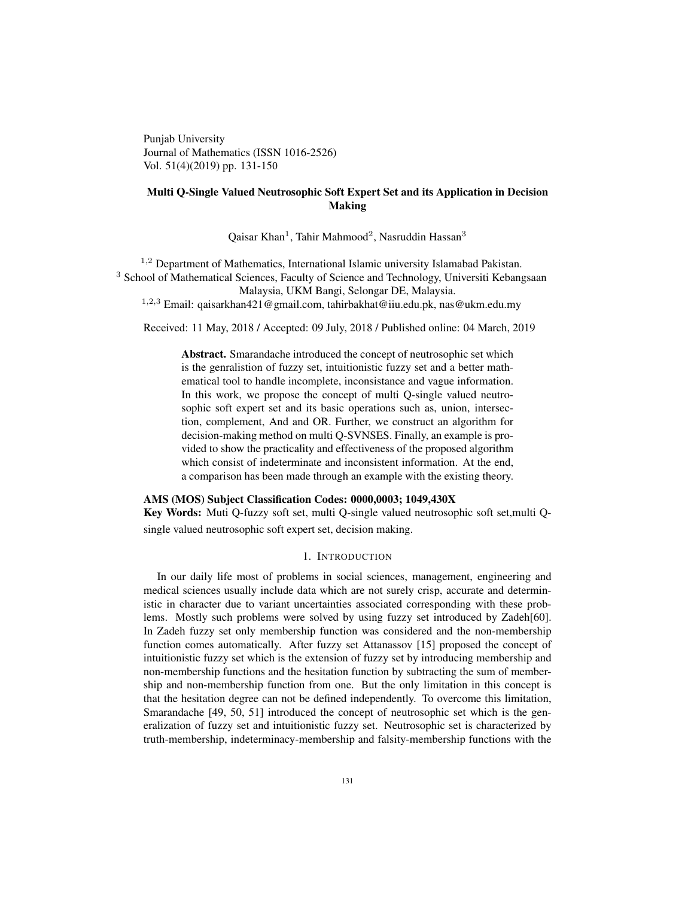Punjab University
Journal of Mathematics (ISSN 1016-2526)
Vol. 51(4)(2019) pp. 131-150

# Multi Q-Single Valued Neutrosophic Soft Expert Set and its Application in Decision Making

Qaisar Khan[1], Tahir Mahmood[2], Nasruddin Hassan[3]

[1,2] Department of Mathematics, International Islamic university Islamabad Pakistan.
[3] School of Mathematical Sciences, Faculty of Science and Technology, Universiti Kebangsaan Malaysia, UKM Bangi, Selongar DE, Malaysia.
[1,2,3] Email: qaisarkhan421@gmail.com, tahirbakhat@iiu.edu.pk, nas@ukm.edu.my

Received: 11 May, 2018 / Accepted: 09 July, 2018 / Published online: 04 March, 2019

**Abstract.** Smarandache introduced the concept of neutrosophic set which is the genralistion of fuzzy set, intuitionistic fuzzy set and a better mathematical tool to handle incomplete, inconsistance and vague information. In this work, we propose the concept of multi Q-single valued neutrosophic soft expert set and its basic operations such as, union, intersection, complement, And and OR. Further, we construct an algorithm for decision-making method on multi Q-SVNSES. Finally, an example is provided to show the practicality and effectiveness of the proposed algorithm which consist of indeterminate and inconsistent information. At the end, a comparison has been made through an example with the existing theory.

**AMS (MOS) Subject Classification Codes: 0000,0003; 1049,430X**
**Key Words:** Muti Q-fuzzy soft set, multi Q-single valued neutrosophic soft set,multi Q-single valued neutrosophic soft expert set, decision making.

## 1. Introduction

In our daily life most of problems in social sciences, management, engineering and medical sciences usually include data which are not surely crisp, accurate and deterministic in character due to variant uncertainties associated corresponding with these problems. Mostly such problems were solved by using fuzzy set introduced by Zadeh[60]. In Zadeh fuzzy set only membership function was considered and the non-membership function comes automatically. After fuzzy set Attanassov [15] proposed the concept of intuitionistic fuzzy set which is the extension of fuzzy set by introducing membership and non-membership functions and the hesitation function by subtracting the sum of membership and non-membership function from one. But the only limitation in this concept is that the hesitation degree can not be defined independently. To overcome this limitation, Smarandache [49, 50, 51] introduced the concept of neutrosophic set which is the generalization of fuzzy set and intuitionistic fuzzy set. Neutrosophic set is characterized by truth-membership, indeterminacy-membership and falsity-membership functions with the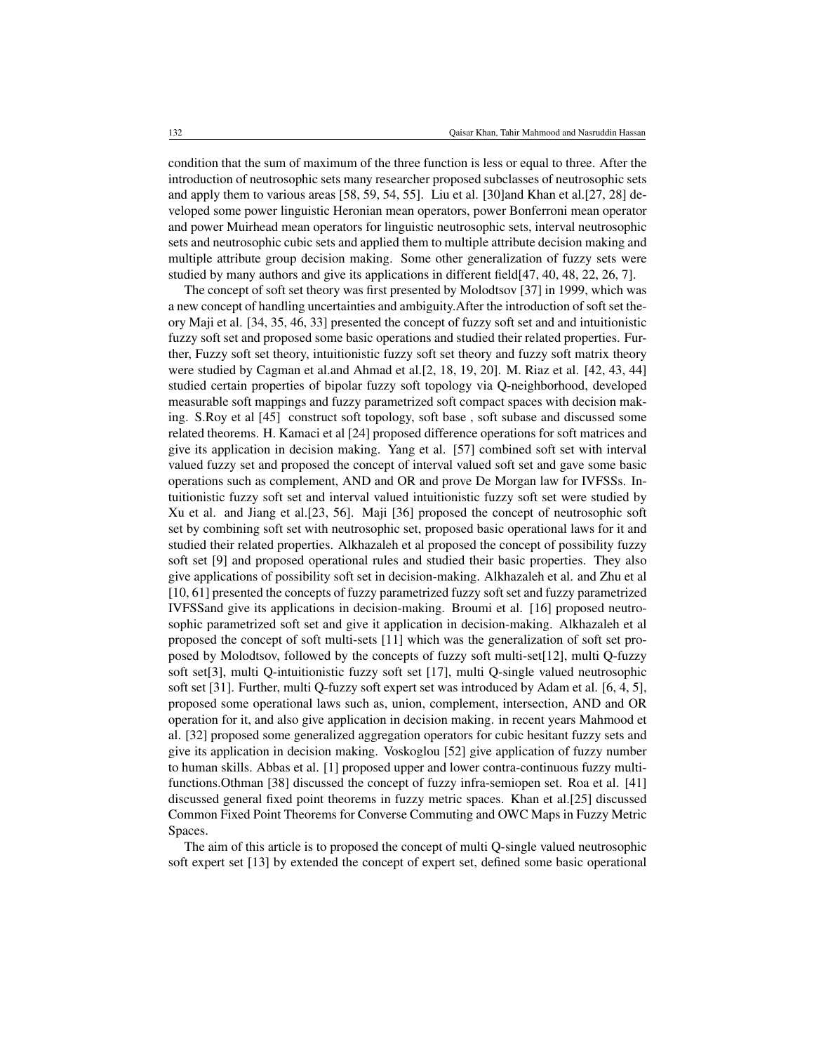condition that the sum of maximum of the three function is less or equal to three. After the introduction of neutrosophic sets many researcher proposed subclasses of neutrosophic sets and apply them to various areas [58, 59, 54, 55]. Liu et al. [30]and Khan et al.[27, 28] developed some power linguistic Heronian mean operators, power Bonferroni mean operator and power Muirhead mean operators for linguistic neutrosophic sets, interval neutrosophic sets and neutrosophic cubic sets and applied them to multiple attribute decision making and multiple attribute group decision making. Some other generalization of fuzzy sets were studied by many authors and give its applications in different field[47, 40, 48, 22, 26, 7].

The concept of soft set theory was first presented by Molodtsov [37] in 1999, which was a new concept of handling uncertainties and ambiguity.After the introduction of soft set theory Maji et al. [34, 35, 46, 33] presented the concept of fuzzy soft set and and intuitionistic fuzzy soft set and proposed some basic operations and studied their related properties. Further, Fuzzy soft set theory, intuitionistic fuzzy soft set theory and fuzzy soft matrix theory were studied by Cagman et al.and Ahmad et al.[2, 18, 19, 20]. M. Riaz et al. [42, 43, 44] studied certain properties of bipolar fuzzy soft topology via Q-neighborhood, developed measurable soft mappings and fuzzy parametrized soft compact spaces with decision making. S.Roy et al [45] construct soft topology, soft base , soft subase and discussed some related theorems. H. Kamaci et al [24] proposed difference operations for soft matrices and give its application in decision making. Yang et al. [57] combined soft set with interval valued fuzzy set and proposed the concept of interval valued soft set and gave some basic operations such as complement, AND and OR and prove De Morgan law for IVFSSs. Intuitionistic fuzzy soft set and interval valued intuitionistic fuzzy soft set were studied by Xu et al. and Jiang et al.[23, 56]. Maji [36] proposed the concept of neutrosophic soft set by combining soft set with neutrosophic set, proposed basic operational laws for it and studied their related properties. Alkhazaleh et al proposed the concept of possibility fuzzy soft set [9] and proposed operational rules and studied their basic properties. They also give applications of possibility soft set in decision-making. Alkhazaleh et al. and Zhu et al [10, 61] presented the concepts of fuzzy parametrized fuzzy soft set and fuzzy parametrized IVFSSand give its applications in decision-making. Broumi et al. [16] proposed neutrosophic parametrized soft set and give it application in decision-making. Alkhazaleh et al proposed the concept of soft multi-sets [11] which was the generalization of soft set proposed by Molodtsov, followed by the concepts of fuzzy soft multi-set[12], multi Q-fuzzy soft set[3], multi Q-intuitionistic fuzzy soft set [17], multi Q-single valued neutrosophic soft set [31]. Further, multi Q-fuzzy soft expert set was introduced by Adam et al. [6, 4, 5], proposed some operational laws such as, union, complement, intersection, AND and OR operation for it, and also give application in decision making. in recent years Mahmood et al. [32] proposed some generalized aggregation operators for cubic hesitant fuzzy sets and give its application in decision making. Voskoglou [52] give application of fuzzy number to human skills. Abbas et al. [1] proposed upper and lower contra-continuous fuzzy multi-functions.Othman [38] discussed the concept of fuzzy infra-semiopen set. Roa et al. [41] discussed general fixed point theorems in fuzzy metric spaces. Khan et al.[25] discussed Common Fixed Point Theorems for Converse Commuting and OWC Maps in Fuzzy Metric Spaces.

The aim of this article is to proposed the concept of multi Q-single valued neutrosophic soft expert set [13] by extended the concept of expert set, defined some basic operational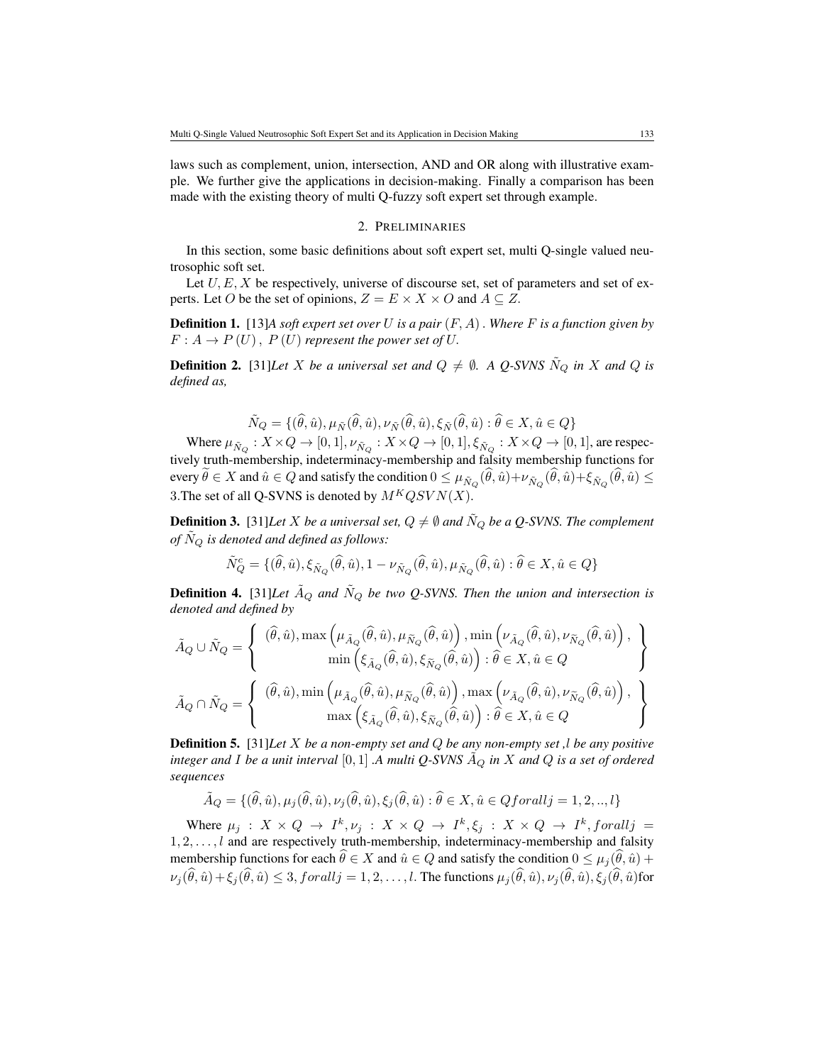laws such as complement, union, intersection, AND and OR along with illustrative example. We further give the applications in decision-making. Finally a comparison has been made with the existing theory of multi Q-fuzzy soft expert set through example.

## 2. Preliminaries

In this section, some basic definitions about soft expert set, multi Q-single valued neutrosophic soft set.

Let $U, E, X$ be respectively, universe of discourse set, set of parameters and set of experts. Let $O$ be the set of opinions, $Z = E \times X \times O$ and $A \subseteq Z$.

**Definition 1.** [13]*A soft expert set over $U$ is a pair $(F, A)$. Where $F$ is a function given by $F : A \to P(U)$, $P(U)$ represent the power set of $U$.*

**Definition 2.** [31]*Let $X$ be a universal set and $Q \neq \emptyset$. A Q-SVNS $\tilde{N}_Q$ in $X$ and $Q$ is defined as,*

$$\tilde{N}_Q = \{(\widehat{\theta}, \hat{u}), \mu_{\tilde{N}}(\widehat{\theta}, \hat{u}), \nu_{\tilde{N}}(\widehat{\theta}, \hat{u}), \xi_{\tilde{N}}(\widehat{\theta}, \hat{u}) : \widehat{\theta} \in X, \hat{u} \in Q\}$$

Where $\mu_{\tilde{N}_Q} : X \times Q \to [0,1], \nu_{\tilde{N}_Q} : X \times Q \to [0,1], \xi_{\tilde{N}_Q} : X \times Q \to [0,1]$, are respectively truth-membership, indeterminacy-membership and falsity membership functions for every $\widetilde{\theta} \in X$ and $\hat{u} \in Q$ and satisfy the condition $0 \leq \mu_{\tilde{N}_Q}(\widehat{\theta}, \hat{u}) + \nu_{\tilde{N}_Q}(\widehat{\theta}, \hat{u}) + \xi_{\tilde{N}_Q}(\widehat{\theta}, \hat{u}) \leq 3$.The set of all Q-SVNS is denoted by $M^K QSVN(X)$.

**Definition 3.** [31]*Let $X$ be a universal set, $Q \neq \emptyset$ and $\tilde{N}_Q$ be a Q-SVNS. The complement of $\tilde{N}_Q$ is denoted and defined as follows:*

$$\tilde{N}_Q^c = \{(\widehat{\theta}, \hat{u}), \xi_{\tilde{N}_Q}(\widehat{\theta}, \hat{u}), 1 - \nu_{\tilde{N}_Q}(\widehat{\theta}, \hat{u}), \mu_{\tilde{N}_Q}(\widehat{\theta}, \hat{u}) : \widehat{\theta} \in X, \hat{u} \in Q\}$$

**Definition 4.** [31]*Let $\tilde{A}_Q$ and $\tilde{N}_Q$ be two Q-SVNS. Then the union and intersection is denoted and defined by*

$$\tilde{A}_Q \cup \tilde{N}_Q = \left\{ \begin{array}{c} (\widehat{\theta}, \hat{u}), \max\left(\mu_{\tilde{A}_Q}(\widehat{\theta}, \hat{u}), \mu_{\widetilde{N}_Q}(\widehat{\theta}, \hat{u})\right), \min\left(\nu_{\tilde{A}_Q}(\widehat{\theta}, \hat{u}), \nu_{\widetilde{N}_Q}(\widehat{\theta}, \hat{u})\right), \\ \min\left(\xi_{\tilde{A}_Q}(\widehat{\theta}, \hat{u}), \xi_{\widetilde{N}_Q}(\widehat{\theta}, \hat{u})\right) : \widehat{\theta} \in X, \hat{u} \in Q \end{array} \right\}$$

$$\tilde{A}_Q \cap \tilde{N}_Q = \left\{ \begin{array}{c} (\widehat{\theta}, \hat{u}), \min\left(\mu_{\tilde{A}_Q}(\widehat{\theta}, \hat{u}), \mu_{\widetilde{N}_Q}(\widehat{\theta}, \hat{u})\right), \max\left(\nu_{\tilde{A}_Q}(\widehat{\theta}, \hat{u}), \nu_{\widetilde{N}_Q}(\widehat{\theta}, \hat{u})\right), \\ \max\left(\xi_{\tilde{A}_Q}(\widehat{\theta}, \hat{u}), \xi_{\widetilde{N}_Q}(\widehat{\theta}, \hat{u})\right) : \widehat{\theta} \in X, \hat{u} \in Q \end{array} \right\}$$

**Definition 5.** [31]*Let $X$ be a non-empty set and $Q$ be any non-empty set ,$l$ be any positive integer and $I$ be a unit interval $[0, 1]$ .A multi Q-SVNS $\tilde{A}_Q$ in $X$ and $Q$ is a set of ordered sequences*

$$\tilde{A}_Q = \{(\widehat{\theta}, \hat{u}), \mu_j(\widehat{\theta}, \hat{u}), \nu_j(\widehat{\theta}, \hat{u}), \xi_j(\widehat{\theta}, \hat{u}) : \widehat{\theta} \in X, \hat{u} \in Q forall j = 1, 2, .., l\}$$

Where $\mu_j : X \times Q \to I^k, \nu_j : X \times Q \to I^k, \xi_j : X \times Q \to I^k, forall j = 1, 2, \ldots, l$ and are respectively truth-membership, indeterminacy-membership and falsity membership functions for each $\widehat{\theta} \in X$ and $\hat{u} \in Q$ and satisfy the condition $0 \leq \mu_j(\widehat{\theta}, \hat{u}) + \nu_j(\widehat{\theta}, \hat{u}) + \xi_j(\widehat{\theta}, \hat{u}) \leq 3, forall j = 1, 2, \ldots, l$. The functions $\mu_j(\widehat{\theta}, \hat{u}), \nu_j(\widehat{\theta}, \hat{u}), \xi_j(\widehat{\theta}, \hat{u})$for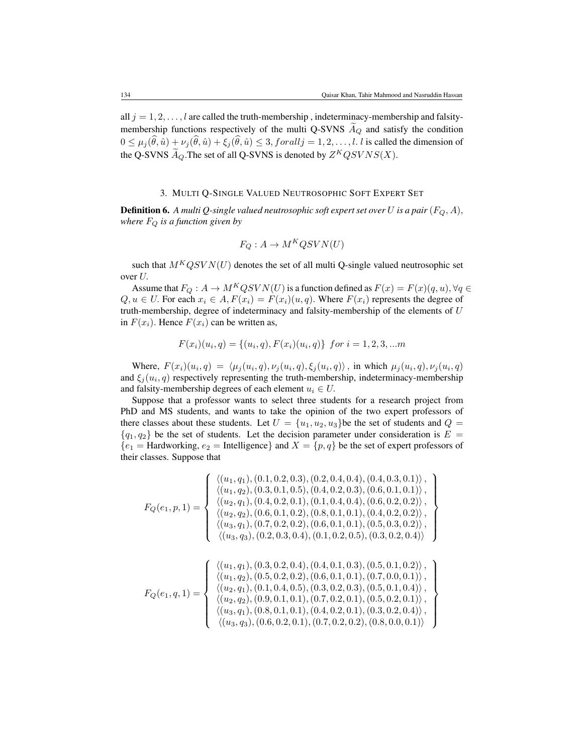all $j = 1, 2, \ldots, l$ are called the truth-membership , indeterminacy-membership and falsity-membership functions respectively of the multi Q-SVNS $\widetilde{A}_Q$ and satisfy the condition $0 \leq \mu_j(\widehat{\theta}, \hat{u}) + \nu_j(\widehat{\theta}, \hat{u}) + \xi_j(\widehat{\theta}, \hat{u}) \leq 3, forall j = 1, 2, \ldots, l$. $l$ is called the dimension of the Q-SVNS $\widetilde{A}_Q$.The set of all Q-SVNS is denoted by $Z^K QSVNS(X)$.

## 3. Multi Q-Single Valued Neutrosophic Soft Expert Set

**Definition 6.** *A multi Q-single valued neutrosophic soft expert set over $U$ is a pair $(F_Q, A)$, where $F_Q$ is a function given by*

$$F_Q : A \rightarrow M^K QSVN(U)$$

such that $M^K QSVN(U)$ denotes the set of all multi Q-single valued neutrosophic set over $U$.

Assume that $F_Q : A \rightarrow M^K QSVN(U)$ is a function defined as $F(x) = F(x)(q, u), \forall q \in Q, u \in U$. For each $x_i \in A, F(x_i) = F(x_i)(u, q)$. Where $F(x_i)$ represents the degree of truth-membership, degree of indeterminacy and falsity-membership of the elements of $U$ in $F(x_i)$. Hence $F(x_i)$ can be written as,

$$F(x_i)(u_i, q) = \{(u_i, q), F(x_i)(u_i, q)\} \;\; for \; i = 1, 2, 3, ...m$$

Where, $F(x_i)(u_i, q) = \langle \mu_j(u_i, q), \nu_j(u_i, q), \xi_j(u_i, q) \rangle$ , in which $\mu_j(u_i, q), \nu_j(u_i, q)$ and $\xi_j(u_i, q)$ respectively representing the truth-membership, indeterminacy-membership and falsity-membership degrees of each element $u_i \in U$.

Suppose that a professor wants to select three students for a research project from PhD and MS students, and wants to take the opinion of the two expert professors of there classes about these students. Let $U = \{u_1, u_2, u_3\}$be the set of students and $Q = \{q_1, q_2\}$ be the set of students. Let the decision parameter under consideration is $E = \{e_1 = \text{Hardworking}, e_2 = \text{Intelligence}\}$ and $X = \{p, q\}$ be the set of expert professors of their classes. Suppose that

$$F_Q(e_1, p, 1) = \left\{ \begin{array}{c} \langle (u_1, q_1), (0.1, 0.2, 0.3), (0.2, 0.4, 0.4), (0.4, 0.3, 0.1) \rangle , \\ \langle (u_1, q_2), (0.3, 0.1, 0.5), (0.4, 0.2, 0.3), (0.6, 0.1, 0.1) \rangle , \\ \langle (u_2, q_1), (0.4, 0.2, 0.1), (0.1, 0.4, 0.4), (0.6, 0.2, 0.2) \rangle , \\ \langle (u_2, q_2), (0.6, 0.1, 0.2), (0.8, 0.1, 0.1), (0.4, 0.2, 0.2) \rangle , \\ \langle (u_3, q_1), (0.7, 0.2, 0.2), (0.6, 0.1, 0.1), (0.5, 0.3, 0.2) \rangle , \\ \langle (u_3, q_3), (0.2, 0.3, 0.4), (0.1, 0.2, 0.5), (0.3, 0.2, 0.4) \rangle \end{array} \right\}$$

$$F_Q(e_1, q, 1) = \left\{ \begin{array}{c} \langle (u_1, q_1), (0.3, 0.2, 0.4), (0.4, 0.1, 0.3), (0.5, 0.1, 0.2) \rangle , \\ \langle (u_1, q_2), (0.5, 0.2, 0.2), (0.6, 0.1, 0.1), (0.7, 0.0, 0.1) \rangle , \\ \langle (u_2, q_1), (0.1, 0.4, 0.5), (0.3, 0.2, 0.3), (0.5, 0.1, 0.4) \rangle , \\ \langle (u_2, q_2), (0.9, 0.1, 0.1), (0.7, 0.2, 0.1), (0.5, 0.2, 0.1) \rangle , \\ \langle (u_3, q_1), (0.8, 0.1, 0.1), (0.4, 0.2, 0.1), (0.3, 0.2, 0.4) \rangle , \\ \langle (u_3, q_3), (0.6, 0.2, 0.1), (0.7, 0.2, 0.2), (0.8, 0.0, 0.1) \rangle \end{array} \right\}$$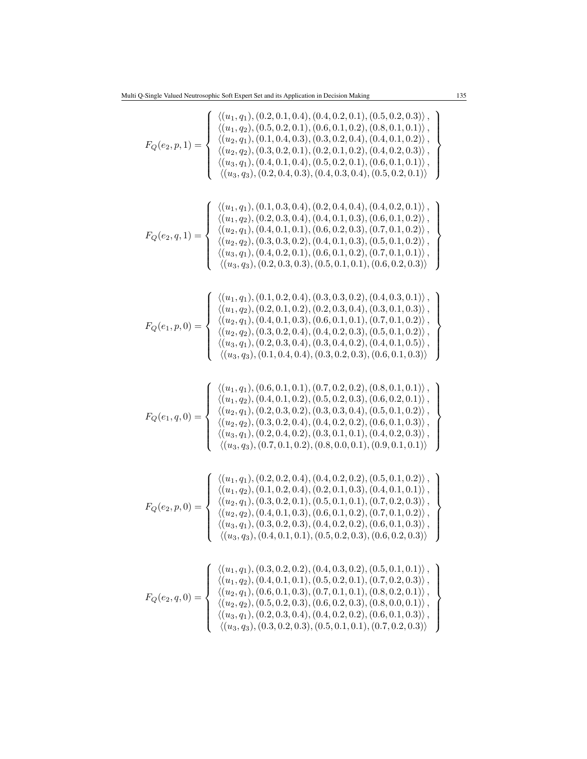$$F_Q(e_2, p, 1) = \left\{ \begin{array}{c} \langle (u_1, q_1), (0.2, 0.1, 0.4), (0.4, 0.2, 0.1), (0.5, 0.2, 0.3) \rangle, \\ \langle (u_1, q_2), (0.5, 0.2, 0.1), (0.6, 0.1, 0.2), (0.8, 0.1, 0.1) \rangle, \\ \langle (u_2, q_1), (0.1, 0.4, 0.3), (0.3, 0.2, 0.4), (0.4, 0.1, 0.2) \rangle, \\ \langle (u_2, q_2), (0.3, 0.2, 0.1), (0.2, 0.1, 0.2), (0.4, 0.2, 0.3) \rangle, \\ \langle (u_3, q_1), (0.4, 0.1, 0.4), (0.5, 0.2, 0.1), (0.6, 0.1, 0.1) \rangle, \\ \langle (u_3, q_3), (0.2, 0.4, 0.3), (0.4, 0.3, 0.4), (0.5, 0.2, 0.1) \rangle \end{array} \right\}$$

$$F_Q(e_2, q, 1) = \left\{ \begin{array}{c} \langle (u_1, q_1), (0.1, 0.3, 0.4), (0.2, 0.4, 0.4), (0.4, 0.2, 0.1) \rangle, \\ \langle (u_1, q_2), (0.2, 0.3, 0.4), (0.4, 0.1, 0.3), (0.6, 0.1, 0.2) \rangle, \\ \langle (u_2, q_1), (0.4, 0.1, 0.1), (0.6, 0.2, 0.3), (0.7, 0.1, 0.2) \rangle, \\ \langle (u_2, q_2), (0.3, 0.3, 0.2), (0.4, 0.1, 0.3), (0.5, 0.1, 0.2) \rangle, \\ \langle (u_3, q_1), (0.4, 0.2, 0.1), (0.6, 0.1, 0.2), (0.7, 0.1, 0.1) \rangle, \\ \langle (u_3, q_3), (0.2, 0.3, 0.3), (0.5, 0.1, 0.1), (0.6, 0.2, 0.3) \rangle \end{array} \right\}$$

$$F_Q(e_1, p, 0) = \left\{ \begin{array}{c} \langle (u_1, q_1), (0.1, 0.2, 0.4), (0.3, 0.3, 0.2), (0.4, 0.3, 0.1) \rangle, \\ \langle (u_1, q_2), (0.2, 0.1, 0.2), (0.2, 0.3, 0.4), (0.3, 0.1, 0.3) \rangle, \\ \langle (u_2, q_1), (0.4, 0.1, 0.3), (0.6, 0.1, 0.1), (0.7, 0.1, 0.2) \rangle, \\ \langle (u_2, q_2), (0.3, 0.2, 0.4), (0.4, 0.2, 0.3), (0.5, 0.1, 0.2) \rangle, \\ \langle (u_3, q_1), (0.2, 0.3, 0.4), (0.3, 0.4, 0.2), (0.4, 0.1, 0.5) \rangle, \\ \langle (u_3, q_3), (0.1, 0.4, 0.4), (0.3, 0.2, 0.3), (0.6, 0.1, 0.3) \rangle \end{array} \right\}$$

$$F_Q(e_1, q, 0) = \left\{ \begin{array}{c} \langle (u_1, q_1), (0.6, 0.1, 0.1), (0.7, 0.2, 0.2), (0.8, 0.1, 0.1) \rangle, \\ \langle (u_1, q_2), (0.4, 0.1, 0.2), (0.5, 0.2, 0.3), (0.6, 0.2, 0.1) \rangle, \\ \langle (u_2, q_1), (0.2, 0.3, 0.2), (0.3, 0.3, 0.4), (0.5, 0.1, 0.2) \rangle, \\ \langle (u_2, q_2), (0.3, 0.2, 0.4), (0.4, 0.2, 0.2), (0.6, 0.1, 0.3) \rangle, \\ \langle (u_3, q_1), (0.2, 0.4, 0.2), (0.3, 0.1, 0.1), (0.4, 0.2, 0.3) \rangle, \\ \langle (u_3, q_3), (0.7, 0.1, 0.2), (0.8, 0.0, 0.1), (0.9, 0.1, 0.1) \rangle \end{array} \right\}$$

$$F_Q(e_2, p, 0) = \left\{ \begin{array}{c} \langle (u_1, q_1), (0.2, 0.2, 0.4), (0.4, 0.2, 0.2), (0.5, 0.1, 0.2) \rangle, \\ \langle (u_1, q_2), (0.1, 0.2, 0.4), (0.2, 0.1, 0.3), (0.4, 0.1, 0.1) \rangle, \\ \langle (u_2, q_1), (0.3, 0.2, 0.1), (0.5, 0.1, 0.1), (0.7, 0.2, 0.3) \rangle, \\ \langle (u_2, q_2), (0.4, 0.1, 0.3), (0.6, 0.1, 0.2), (0.7, 0.1, 0.2) \rangle, \\ \langle (u_3, q_1), (0.3, 0.2, 0.3), (0.4, 0.2, 0.2), (0.6, 0.1, 0.3) \rangle, \\ \langle (u_3, q_3), (0.4, 0.1, 0.1), (0.5, 0.2, 0.3), (0.6, 0.2, 0.3) \rangle \end{array} \right\}$$

$$F_Q(e_2, q, 0) = \left\{ \begin{array}{c} \langle (u_1, q_1), (0.3, 0.2, 0.2), (0.4, 0.3, 0.2), (0.5, 0.1, 0.1) \rangle, \\ \langle (u_1, q_2), (0.4, 0.1, 0.1), (0.5, 0.2, 0.1), (0.7, 0.2, 0.3) \rangle, \\ \langle (u_2, q_1), (0.6, 0.1, 0.3), (0.7, 0.1, 0.1), (0.8, 0.2, 0.1) \rangle, \\ \langle (u_2, q_2), (0.5, 0.2, 0.3), (0.6, 0.2, 0.3), (0.8, 0.0, 0.1) \rangle, \\ \langle (u_3, q_1), (0.2, 0.3, 0.4), (0.4, 0.2, 0.2), (0.6, 0.1, 0.3) \rangle, \\ \langle (u_3, q_3), (0.3, 0.2, 0.3), (0.5, 0.1, 0.1), (0.7, 0.2, 0.3) \rangle \end{array} \right\}$$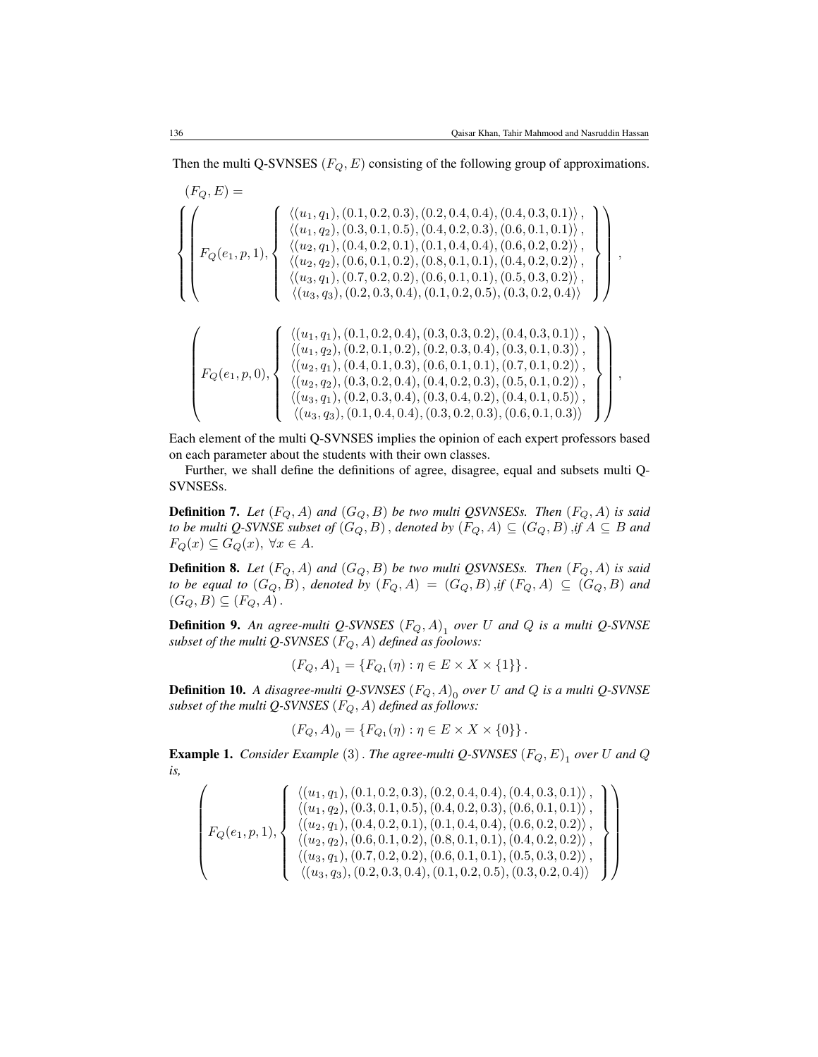Then the multi Q-SVNSES $(F_Q, E)$ consisting of the following group of approximations.

$$(F_Q, E) =$$

$$\left\{ \left( F_Q(e_1, p, 1), \left\{ \begin{array}{c} \langle (u_1, q_1), (0.1, 0.2, 0.3), (0.2, 0.4, 0.4), (0.4, 0.3, 0.1) \rangle, \\ \langle (u_1, q_2), (0.3, 0.1, 0.5), (0.4, 0.2, 0.3), (0.6, 0.1, 0.1) \rangle, \\ \langle (u_2, q_1), (0.4, 0.2, 0.1), (0.1, 0.4, 0.4), (0.6, 0.2, 0.2) \rangle, \\ \langle (u_2, q_2), (0.6, 0.1, 0.2), (0.8, 0.1, 0.1), (0.4, 0.2, 0.2) \rangle, \\ \langle (u_3, q_1), (0.7, 0.2, 0.2), (0.6, 0.1, 0.1), (0.5, 0.3, 0.2) \rangle, \\ \langle (u_3, q_3), (0.2, 0.3, 0.4), (0.1, 0.2, 0.5), (0.3, 0.2, 0.4) \rangle \end{array} \right\} \right) \right.,$$

$$\left. \left( F_Q(e_1, p, 0), \left\{ \begin{array}{c} \langle (u_1, q_1), (0.1, 0.2, 0.4), (0.3, 0.3, 0.2), (0.4, 0.3, 0.1) \rangle, \\ \langle (u_1, q_2), (0.2, 0.1, 0.2), (0.2, 0.3, 0.4), (0.3, 0.1, 0.3) \rangle, \\ \langle (u_2, q_1), (0.4, 0.1, 0.3), (0.6, 0.1, 0.1), (0.7, 0.1, 0.2) \rangle, \\ \langle (u_2, q_2), (0.3, 0.2, 0.4), (0.4, 0.2, 0.3), (0.5, 0.1, 0.2) \rangle, \\ \langle (u_3, q_1), (0.2, 0.3, 0.4), (0.3, 0.4, 0.2), (0.4, 0.1, 0.5) \rangle, \\ \langle (u_3, q_3), (0.1, 0.4, 0.4), (0.3, 0.2, 0.3), (0.6, 0.1, 0.3) \rangle \end{array} \right\} \right), \right.$$

Each element of the multi Q-SVNSES implies the opinion of each expert professors based on each parameter about the students with their own classes.

Further, we shall define the definitions of agree, disagree, equal and subsets multi Q-SVNSESs.

**Definition 7.** *Let $(F_Q, A)$ and $(G_Q, B)$ be two multi QSVNSESs. Then $(F_Q, A)$ is said to be multi Q-SVNSE subset of $(G_Q, B)$, denoted by $(F_Q, A) \subseteq (G_Q, B)$, if $A \subseteq B$ and $F_Q(x) \subseteq G_Q(x),\ \forall x \in A$.*

**Definition 8.** *Let $(F_Q, A)$ and $(G_Q, B)$ be two multi QSVNSESs. Then $(F_Q, A)$ is said to be equal to $(G_Q, B)$, denoted by $(F_Q, A) = (G_Q, B)$, if $(F_Q, A) \subseteq (G_Q, B)$ and $(G_Q, B) \subseteq (F_Q, A)$.*

**Definition 9.** *An agree-multi Q-SVNSES $(F_Q, A)_1$ over $U$ and $Q$ is a multi Q-SVNSE subset of the multi Q-SVNSES $(F_Q, A)$ defined as foolows:*

$$(F_Q, A)_1 = \{F_{Q_1}(\eta) : \eta \in E \times X \times \{1\}\}.$$

**Definition 10.** *A disagree-multi Q-SVNSES $(F_Q, A)_0$ over $U$ and $Q$ is a multi Q-SVNSE subset of the multi Q-SVNSES $(F_Q, A)$ defined as follows:*

$$(F_Q, A)_0 = \{F_{Q_1}(\eta) : \eta \in E \times X \times \{0\}\}.$$

**Example 1.** *Consider Example $(3)$. The agree-multi Q-SVNSES $(F_Q, E)_1$ over $U$ and $Q$ is,*

$$\left( F_Q(e_1, p, 1), \left\{ \begin{array}{c} \langle (u_1, q_1), (0.1, 0.2, 0.3), (0.2, 0.4, 0.4), (0.4, 0.3, 0.1) \rangle, \\ \langle (u_1, q_2), (0.3, 0.1, 0.5), (0.4, 0.2, 0.3), (0.6, 0.1, 0.1) \rangle, \\ \langle (u_2, q_1), (0.4, 0.2, 0.1), (0.1, 0.4, 0.4), (0.6, 0.2, 0.2) \rangle, \\ \langle (u_2, q_2), (0.6, 0.1, 0.2), (0.8, 0.1, 0.1), (0.4, 0.2, 0.2) \rangle, \\ \langle (u_3, q_1), (0.7, 0.2, 0.2), (0.6, 0.1, 0.1), (0.5, 0.3, 0.2) \rangle, \\ \langle (u_3, q_3), (0.2, 0.3, 0.4), (0.1, 0.2, 0.5), (0.3, 0.2, 0.4) \rangle \end{array} \right\} \right)$$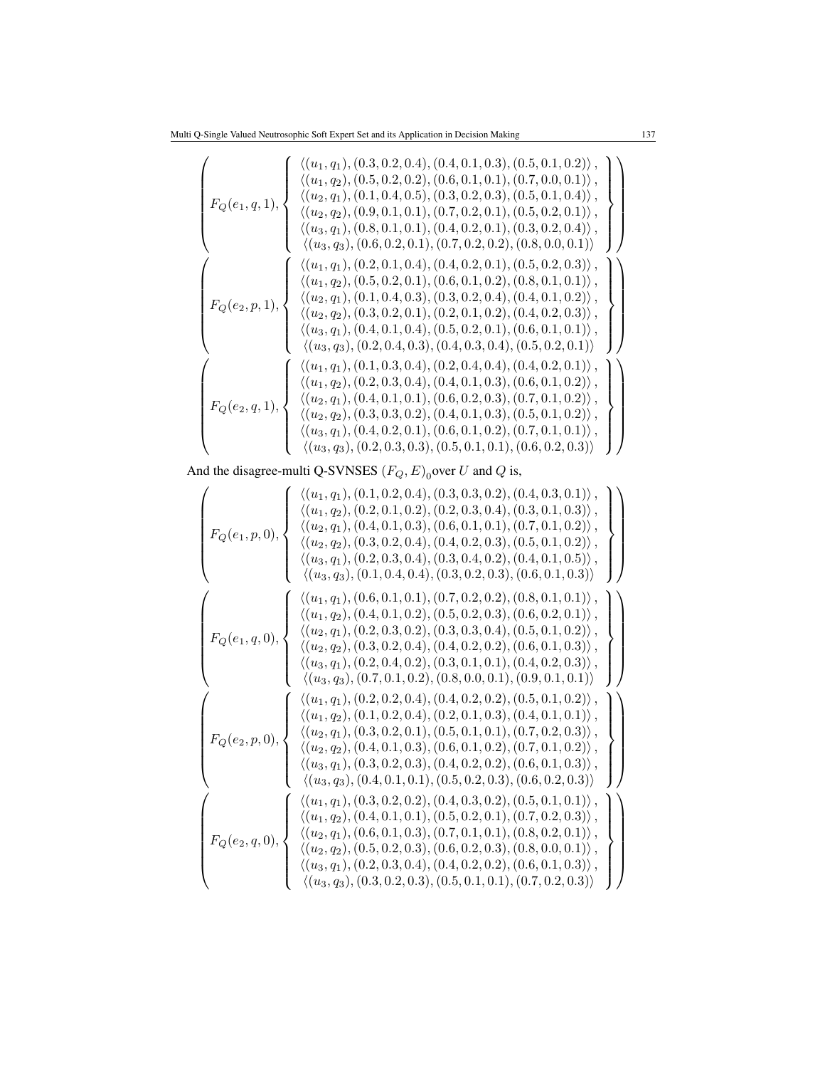$$
\left(F_Q(e_1,q,1),\left\{\begin{array}{c}
\langle (u_1,q_1),(0.3,0.2,0.4),(0.4,0.1,0.3),(0.5,0.1,0.2)\rangle,\\
\langle (u_1,q_2),(0.5,0.2,0.2),(0.6,0.1,0.1),(0.7,0.0,0.1)\rangle,\\
\langle (u_2,q_1),(0.1,0.4,0.5),(0.3,0.2,0.3),(0.5,0.1,0.4)\rangle,\\
\langle (u_2,q_2),(0.9,0.1,0.1),(0.7,0.2,0.1),(0.5,0.2,0.1)\rangle,\\
\langle (u_3,q_1),(0.8,0.1,0.1),(0.4,0.2,0.1),(0.3,0.2,0.4)\rangle,\\
\langle (u_3,q_3),(0.6,0.2,0.1),(0.7,0.2,0.2),(0.8,0.0,0.1)\rangle
\end{array}\right\}\right)
$$

$$
\left(F_Q(e_2,p,1),\left\{\begin{array}{c}
\langle (u_1,q_1),(0.2,0.1,0.4),(0.4,0.2,0.1),(0.5,0.2,0.3)\rangle,\\
\langle (u_1,q_2),(0.5,0.2,0.1),(0.6,0.1,0.2),(0.8,0.1,0.1)\rangle,\\
\langle (u_2,q_1),(0.1,0.4,0.3),(0.3,0.2,0.4),(0.4,0.1,0.2)\rangle,\\
\langle (u_2,q_2),(0.3,0.2,0.1),(0.2,0.1,0.2),(0.4,0.2,0.3)\rangle,\\
\langle (u_3,q_1),(0.4,0.1,0.4),(0.5,0.2,0.1),(0.6,0.1,0.1)\rangle,\\
\langle (u_3,q_3),(0.2,0.4,0.3),(0.4,0.3,0.4),(0.5,0.2,0.1)\rangle
\end{array}\right\}\right)
$$

$$
\left(F_Q(e_2,q,1),\left\{\begin{array}{c}
\langle (u_1,q_1),(0.1,0.3,0.4),(0.2,0.4,0.4),(0.4,0.2,0.1)\rangle,\\
\langle (u_1,q_2),(0.2,0.3,0.4),(0.4,0.1,0.3),(0.6,0.1,0.2)\rangle,\\
\langle (u_2,q_1),(0.4,0.1,0.1),(0.6,0.2,0.3),(0.7,0.1,0.2)\rangle,\\
\langle (u_2,q_2),(0.3,0.3,0.2),(0.4,0.1,0.3),(0.5,0.1,0.2)\rangle,\\
\langle (u_3,q_1),(0.4,0.2,0.1),(0.6,0.1,0.2),(0.7,0.1,0.1)\rangle,\\
\langle (u_3,q_3),(0.2,0.3,0.3),(0.5,0.1,0.1),(0.6,0.2,0.3)\rangle
\end{array}\right\}\right)
$$

And the disagree-multi Q-SVNSES $(F_Q,E)_0$ over $U$ and $Q$ is,

$$
\left(F_Q(e_1,p,0),\left\{\begin{array}{c}
\langle (u_1,q_1),(0.1,0.2,0.4),(0.3,0.3,0.2),(0.4,0.3,0.1)\rangle,\\
\langle (u_1,q_2),(0.2,0.1,0.2),(0.2,0.3,0.4),(0.3,0.1,0.3)\rangle,\\
\langle (u_2,q_1),(0.4,0.1,0.3),(0.6,0.1,0.1),(0.7,0.1,0.2)\rangle,\\
\langle (u_2,q_2),(0.3,0.2,0.4),(0.4,0.2,0.3),(0.5,0.1,0.2)\rangle,\\
\langle (u_3,q_1),(0.2,0.3,0.4),(0.3,0.4,0.2),(0.4,0.1,0.5)\rangle,\\
\langle (u_3,q_3),(0.1,0.4,0.4),(0.3,0.2,0.3),(0.6,0.1,0.3)\rangle
\end{array}\right\}\right)
$$

$$
\left(F_Q(e_1,q,0),\left\{\begin{array}{c}
\langle (u_1,q_1),(0.6,0.1,0.1),(0.7,0.2,0.2),(0.8,0.1,0.1)\rangle,\\
\langle (u_1,q_2),(0.4,0.1,0.2),(0.5,0.2,0.3),(0.6,0.2,0.1)\rangle,\\
\langle (u_2,q_1),(0.2,0.3,0.2),(0.3,0.3,0.4),(0.5,0.1,0.2)\rangle,\\
\langle (u_2,q_2),(0.3,0.2,0.4),(0.4,0.2,0.2),(0.6,0.1,0.3)\rangle,\\
\langle (u_3,q_1),(0.2,0.4,0.2),(0.3,0.1,0.1),(0.4,0.2,0.3)\rangle,\\
\langle (u_3,q_3),(0.7,0.1,0.2),(0.8,0.0,0.1),(0.9,0.1,0.1)\rangle
\end{array}\right\}\right)
$$

$$
\left(F_Q(e_2,p,0),\left\{\begin{array}{c}
\langle (u_1,q_1),(0.2,0.2,0.4),(0.4,0.2,0.2),(0.5,0.1,0.2)\rangle,\\
\langle (u_1,q_2),(0.1,0.2,0.4),(0.2,0.1,0.3),(0.4,0.1,0.1)\rangle,\\
\langle (u_2,q_1),(0.3,0.2,0.1),(0.5,0.1,0.1),(0.7,0.2,0.3)\rangle,\\
\langle (u_2,q_2),(0.4,0.1,0.3),(0.6,0.1,0.2),(0.7,0.1,0.2)\rangle,\\
\langle (u_3,q_1),(0.3,0.2,0.3),(0.4,0.2,0.2),(0.6,0.1,0.3)\rangle,\\
\langle (u_3,q_3),(0.4,0.1,0.1),(0.5,0.2,0.3),(0.6,0.2,0.3)\rangle
\end{array}\right\}\right)
$$

$$
\left(F_Q(e_2,q,0),\left\{\begin{array}{c}
\langle (u_1,q_1),(0.3,0.2,0.2),(0.4,0.3,0.2),(0.5,0.1,0.1)\rangle,\\
\langle (u_1,q_2),(0.4,0.1,0.1),(0.5,0.2,0.1),(0.7,0.2,0.3)\rangle,\\
\langle (u_2,q_1),(0.6,0.1,0.3),(0.7,0.1,0.1),(0.8,0.2,0.1)\rangle,\\
\langle (u_2,q_2),(0.5,0.2,0.3),(0.6,0.2,0.3),(0.8,0.0,0.1)\rangle,\\
\langle (u_3,q_1),(0.2,0.3,0.4),(0.4,0.2,0.2),(0.6,0.1,0.3)\rangle,\\
\langle (u_3,q_3),(0.3,0.2,0.3),(0.5,0.1,0.1),(0.7,0.2,0.3)\rangle
\end{array}\right\}\right)
$$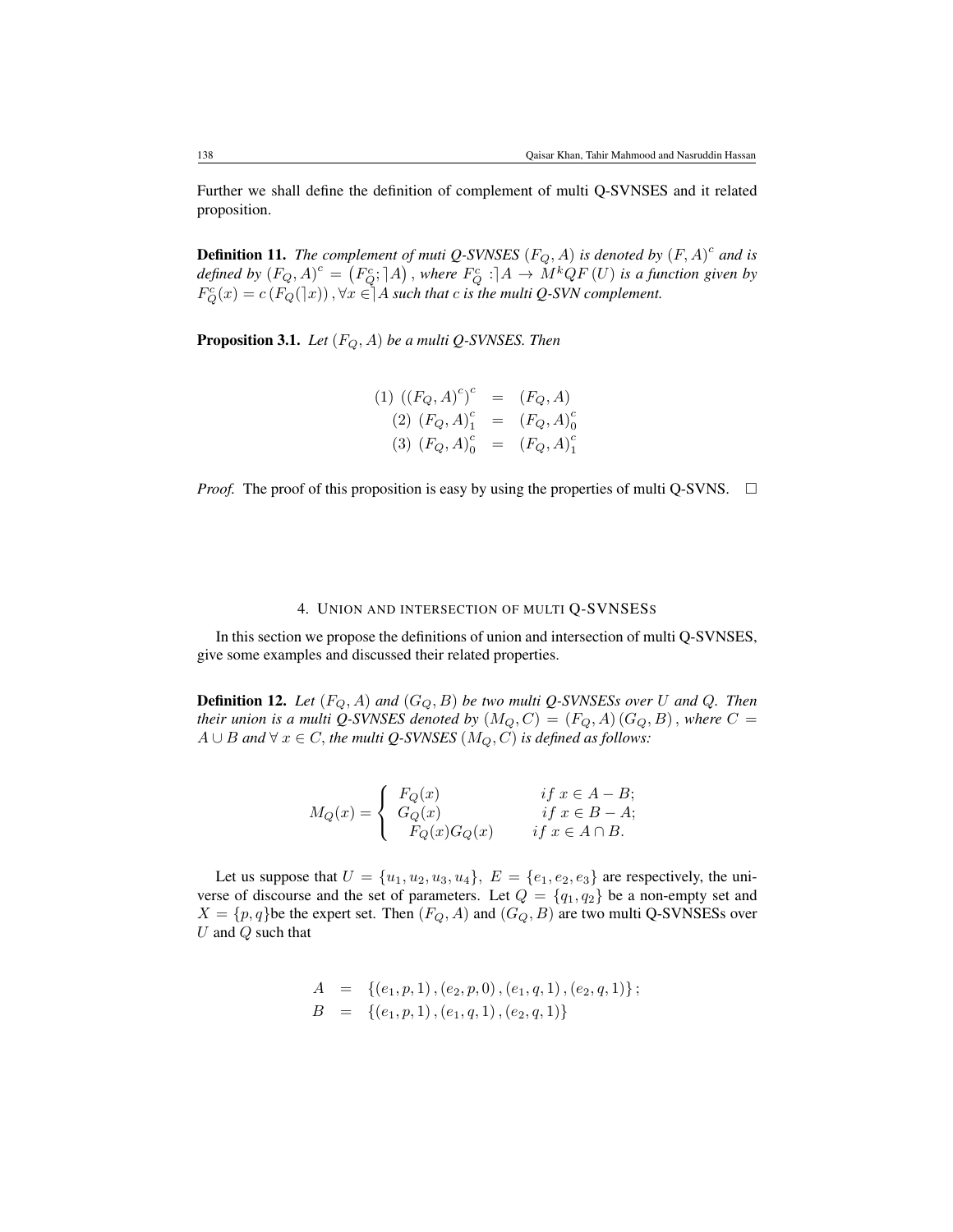Further we shall define the definition of complement of multi Q-SVNSES and it related proposition.

**Definition 11.** *The complement of muti Q-SVNSES $(F_Q, A)$ is denoted by $(F, A)^c$ and is defined by $(F_Q, A)^c = \left(F_Q^c; \rceil A\right)$, where $F_Q^c : \rceil A \to M^k QF(U)$ is a function given by $F_Q^c(x) = c\left(F_Q(\rceil x)\right), \forall x \in \rceil A$ such that $c$ is the multi Q-SVN complement.*

**Proposition 3.1.** *Let $(F_Q, A)$ be a multi Q-SVNSES. Then*

$$
\begin{aligned}
(1)\ \left((F_Q, A)^c\right)^c &= (F_Q, A) \\
(2)\ (F_Q, A)_1^c &= (F_Q, A)_0^c \\
(3)\ (F_Q, A)_0^c &= (F_Q, A)_1^c
\end{aligned}
$$

*Proof.* The proof of this proposition is easy by using the properties of multi Q-SVNS. □

## 4. Union and intersection of multi Q-SVNSESs

In this section we propose the definitions of union and intersection of multi Q-SVNSES, give some examples and discussed their related properties.

**Definition 12.** *Let $(F_Q, A)$ and $(G_Q, B)$ be two multi Q-SVNSESs over $U$ and $Q$. Then their union is a multi Q-SVNSES denoted by $(M_Q, C) = (F_Q, A)(G_Q, B)$, where $C = A \cup B$ and $\forall\ x \in C$, the multi Q-SVNSES $(M_Q, C)$ is defined as follows:*

$$
M_Q(x) = \begin{cases} F_Q(x) & if\ x \in A - B; \\ G_Q(x) & if\ x \in B - A; \\ F_Q(x) G_Q(x) & if\ x \in A \cap B. \end{cases}
$$

Let us suppose that $U = \{u_1, u_2, u_3, u_4\}$, $E = \{e_1, e_2, e_3\}$ are respectively, the universe of discourse and the set of parameters. Let $Q = \{q_1, q_2\}$ be a non-empty set and $X = \{p, q\}$be the expert set. Then $(F_Q, A)$ and $(G_Q, B)$ are two multi Q-SVNSESs over $U$ and $Q$ such that

$$
\begin{aligned}
A &= \{(e_1, p, 1), (e_2, p, 0), (e_1, q, 1), (e_2, q, 1)\}; \\
B &= \{(e_1, p, 1), (e_1, q, 1), (e_2, q, 1)\}
\end{aligned}
$$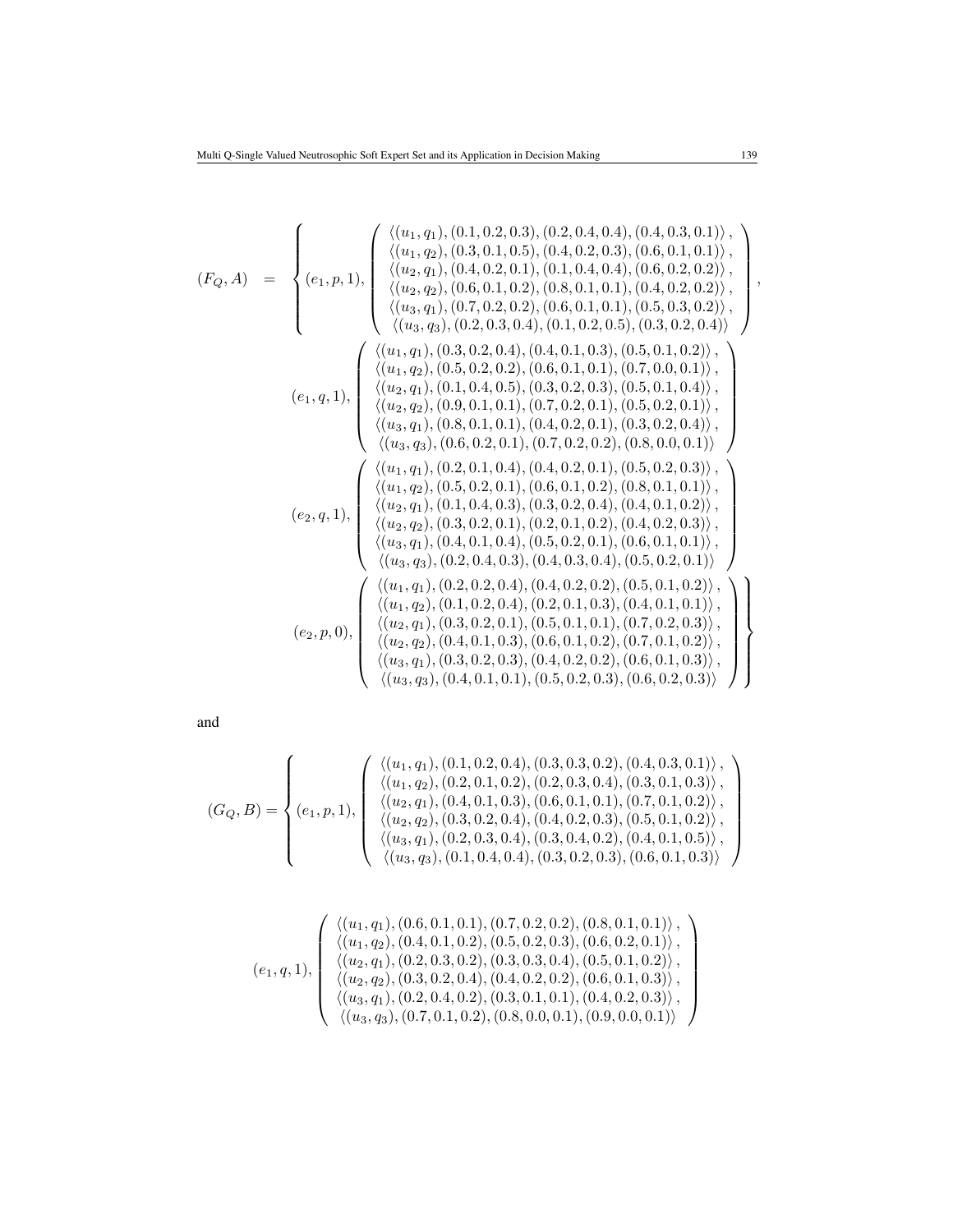$$(F_Q, A) = \left\{ \begin{array}{l} (e_1, p, 1), \left( \begin{array}{c} \langle (u_1, q_1), (0.1, 0.2, 0.3), (0.2, 0.4, 0.4), (0.4, 0.3, 0.1) \rangle, \\ \langle (u_1, q_2), (0.3, 0.1, 0.5), (0.4, 0.2, 0.3), (0.6, 0.1, 0.1) \rangle, \\ \langle (u_2, q_1), (0.4, 0.2, 0.1), (0.1, 0.4, 0.4), (0.6, 0.2, 0.2) \rangle, \\ \langle (u_2, q_2), (0.6, 0.1, 0.2), (0.8, 0.1, 0.1), (0.4, 0.2, 0.2) \rangle, \\ \langle (u_3, q_1), (0.7, 0.2, 0.2), (0.6, 0.1, 0.1), (0.5, 0.3, 0.2) \rangle, \\ \langle (u_3, q_3), (0.2, 0.3, 0.4), (0.1, 0.2, 0.5), (0.3, 0.2, 0.4) \rangle \end{array} \right), \\ (e_1, q, 1), \left( \begin{array}{c} \langle (u_1, q_1), (0.3, 0.2, 0.4), (0.4, 0.1, 0.3), (0.5, 0.1, 0.2) \rangle, \\ \langle (u_1, q_2), (0.5, 0.2, 0.2), (0.6, 0.1, 0.1), (0.7, 0.0, 0.1) \rangle, \\ \langle (u_2, q_1), (0.1, 0.4, 0.5), (0.3, 0.2, 0.3), (0.5, 0.1, 0.4) \rangle, \\ \langle (u_2, q_2), (0.9, 0.1, 0.1), (0.7, 0.2, 0.1), (0.5, 0.2, 0.1) \rangle, \\ \langle (u_3, q_1), (0.8, 0.1, 0.1), (0.4, 0.2, 0.1), (0.3, 0.2, 0.4) \rangle, \\ \langle (u_3, q_3), (0.6, 0.2, 0.1), (0.7, 0.2, 0.2), (0.8, 0.0, 0.1) \rangle \end{array} \right) \\ (e_2, q, 1), \left( \begin{array}{c} \langle (u_1, q_1), (0.2, 0.1, 0.4), (0.4, 0.2, 0.1), (0.5, 0.2, 0.3) \rangle, \\ \langle (u_1, q_2), (0.5, 0.2, 0.1), (0.6, 0.1, 0.2), (0.8, 0.1, 0.1) \rangle, \\ \langle (u_2, q_1), (0.1, 0.4, 0.3), (0.3, 0.2, 0.4), (0.4, 0.1, 0.2) \rangle, \\ \langle (u_2, q_2), (0.3, 0.2, 0.1), (0.2, 0.1, 0.2), (0.4, 0.2, 0.3) \rangle, \\ \langle (u_3, q_1), (0.4, 0.1, 0.4), (0.5, 0.2, 0.1), (0.6, 0.1, 0.1) \rangle, \\ \langle (u_3, q_3), (0.2, 0.4, 0.3), (0.4, 0.3, 0.4), (0.5, 0.2, 0.1) \rangle \end{array} \right) \\ (e_2, p, 0), \left( \begin{array}{c} \langle (u_1, q_1), (0.2, 0.2, 0.4), (0.4, 0.2, 0.2), (0.5, 0.1, 0.2) \rangle, \\ \langle (u_1, q_2), (0.1, 0.2, 0.4), (0.2, 0.1, 0.3), (0.4, 0.1, 0.1) \rangle, \\ \langle (u_2, q_1), (0.3, 0.2, 0.1), (0.5, 0.1, 0.1), (0.7, 0.2, 0.3) \rangle, \\ \langle (u_2, q_2), (0.4, 0.1, 0.3), (0.6, 0.1, 0.2), (0.7, 0.1, 0.2) \rangle, \\ \langle (u_3, q_1), (0.3, 0.2, 0.3), (0.4, 0.2, 0.2), (0.6, 0.1, 0.3) \rangle, \\ \langle (u_3, q_3), (0.4, 0.1, 0.1), (0.5, 0.2, 0.3), (0.6, 0.2, 0.3) \rangle \end{array} \right) \end{array} \right\}$$

and

$$(G_Q, B) = \left\{ (e_1, p, 1), \left( \begin{array}{c} \langle (u_1, q_1), (0.1, 0.2, 0.4), (0.3, 0.3, 0.2), (0.4, 0.3, 0.1) \rangle, \\ \langle (u_1, q_2), (0.2, 0.1, 0.2), (0.2, 0.3, 0.4), (0.3, 0.1, 0.3) \rangle, \\ \langle (u_2, q_1), (0.4, 0.1, 0.3), (0.6, 0.1, 0.1), (0.7, 0.1, 0.2) \rangle, \\ \langle (u_2, q_2), (0.3, 0.2, 0.4), (0.4, 0.2, 0.3), (0.5, 0.1, 0.2) \rangle, \\ \langle (u_3, q_1), (0.2, 0.3, 0.4), (0.3, 0.4, 0.2), (0.4, 0.1, 0.5) \rangle, \\ \langle (u_3, q_3), (0.1, 0.4, 0.4), (0.3, 0.2, 0.3), (0.6, 0.1, 0.3) \rangle \end{array} \right) \right.$$

$$(e_1, q, 1), \left( \begin{array}{c} \langle (u_1, q_1), (0.6, 0.1, 0.1), (0.7, 0.2, 0.2), (0.8, 0.1, 0.1) \rangle, \\ \langle (u_1, q_2), (0.4, 0.1, 0.2), (0.5, 0.2, 0.3), (0.6, 0.2, 0.1) \rangle, \\ \langle (u_2, q_1), (0.2, 0.3, 0.2), (0.3, 0.3, 0.4), (0.5, 0.1, 0.2) \rangle, \\ \langle (u_2, q_2), (0.3, 0.2, 0.4), (0.4, 0.2, 0.2), (0.6, 0.1, 0.3) \rangle, \\ \langle (u_3, q_1), (0.2, 0.4, 0.2), (0.3, 0.1, 0.1), (0.4, 0.2, 0.3) \rangle, \\ \langle (u_3, q_3), (0.7, 0.1, 0.2), (0.8, 0.0, 0.1), (0.9, 0.0, 0.1) \rangle \end{array} \right)$$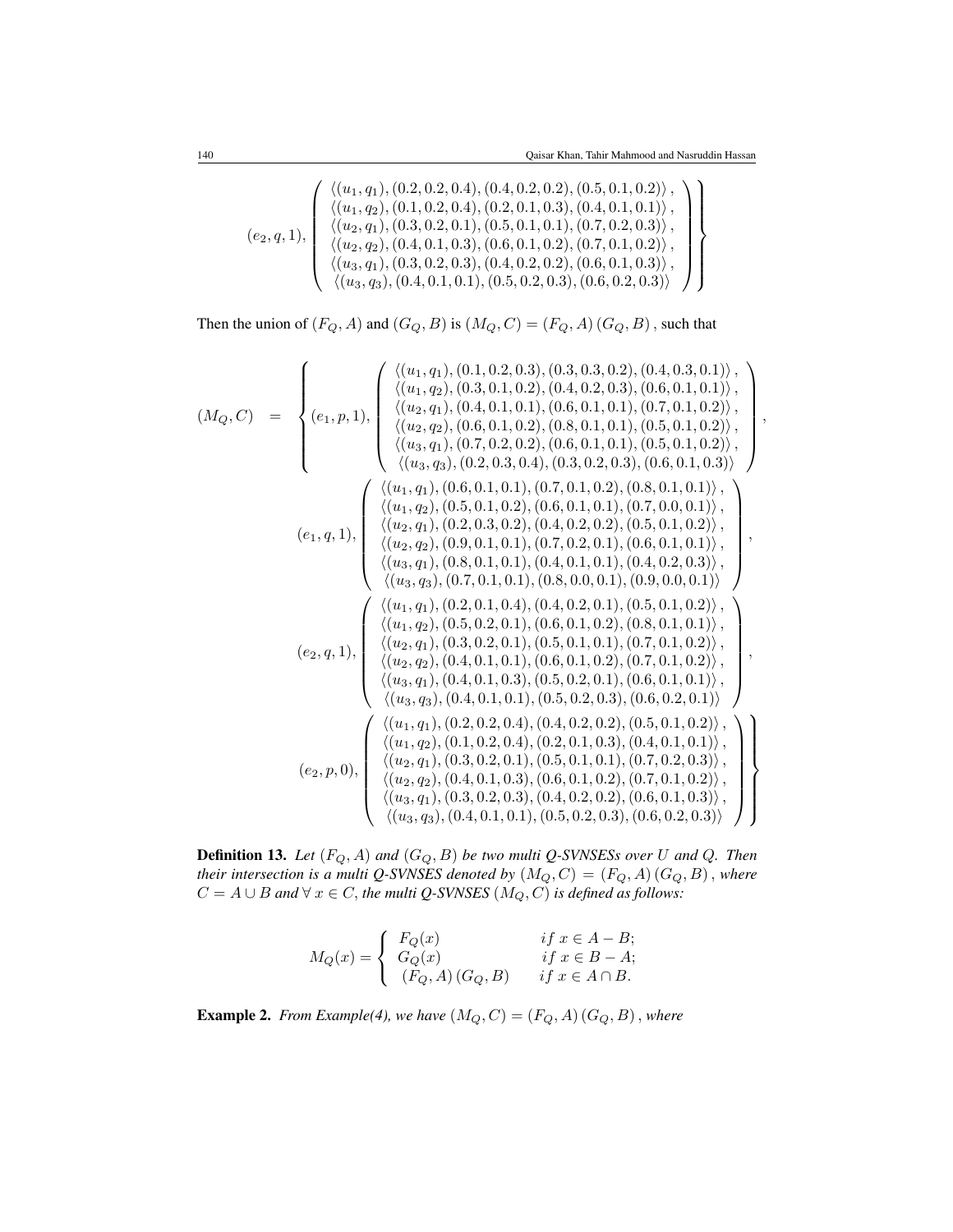$$
(e_2, q, 1), \left( \begin{array}{c} \langle (u_1, q_1), (0.2, 0.2, 0.4), (0.4, 0.2, 0.2), (0.5, 0.1, 0.2) \rangle, \\ \langle (u_1, q_2), (0.1, 0.2, 0.4), (0.2, 0.1, 0.3), (0.4, 0.1, 0.1) \rangle, \\ \langle (u_2, q_1), (0.3, 0.2, 0.1), (0.5, 0.1, 0.1), (0.7, 0.2, 0.3) \rangle, \\ \langle (u_2, q_2), (0.4, 0.1, 0.3), (0.6, 0.1, 0.2), (0.7, 0.1, 0.2) \rangle, \\ \langle (u_3, q_1), (0.3, 0.2, 0.3), (0.4, 0.2, 0.2), (0.6, 0.1, 0.3) \rangle, \\ \langle (u_3, q_3), (0.4, 0.1, 0.1), (0.5, 0.2, 0.3), (0.6, 0.2, 0.3) \rangle \end{array} \right) \Bigg\}
$$

Then the union of $(F_Q, A)$ and $(G_Q, B)$ is $(M_Q, C) = (F_Q, A)\,(G_Q, B)$, such that

$$
(M_Q, C) = \left\{ \begin{array}{l}
(e_1, p, 1), \left( \begin{array}{c} \langle (u_1, q_1), (0.1, 0.2, 0.3), (0.3, 0.3, 0.2), (0.4, 0.3, 0.1) \rangle, \\ \langle (u_1, q_2), (0.3, 0.1, 0.2), (0.4, 0.2, 0.3), (0.6, 0.1, 0.1) \rangle, \\ \langle (u_2, q_1), (0.4, 0.1, 0.1), (0.6, 0.1, 0.1), (0.7, 0.1, 0.2) \rangle, \\ \langle (u_2, q_2), (0.6, 0.1, 0.2), (0.8, 0.1, 0.1), (0.5, 0.1, 0.2) \rangle, \\ \langle (u_3, q_1), (0.7, 0.2, 0.2), (0.6, 0.1, 0.1), (0.5, 0.1, 0.2) \rangle, \\ \langle (u_3, q_3), (0.2, 0.3, 0.4), (0.3, 0.2, 0.3), (0.6, 0.1, 0.3) \rangle \end{array} \right), \\
(e_1, q, 1), \left( \begin{array}{c} \langle (u_1, q_1), (0.6, 0.1, 0.1), (0.7, 0.1, 0.2), (0.8, 0.1, 0.1) \rangle, \\ \langle (u_1, q_2), (0.5, 0.1, 0.2), (0.6, 0.1, 0.1), (0.7, 0.0, 0.1) \rangle, \\ \langle (u_2, q_1), (0.2, 0.3, 0.2), (0.4, 0.2, 0.2), (0.5, 0.1, 0.2) \rangle, \\ \langle (u_2, q_2), (0.9, 0.1, 0.1), (0.7, 0.2, 0.1), (0.6, 0.1, 0.1) \rangle, \\ \langle (u_3, q_1), (0.8, 0.1, 0.1), (0.4, 0.1, 0.1), (0.4, 0.2, 0.3) \rangle, \\ \langle (u_3, q_3), (0.7, 0.1, 0.1), (0.8, 0.0, 0.1), (0.9, 0.0, 0.1) \rangle \end{array} \right), \\
(e_2, q, 1), \left( \begin{array}{c} \langle (u_1, q_1), (0.2, 0.1, 0.4), (0.4, 0.2, 0.1), (0.5, 0.1, 0.2) \rangle, \\ \langle (u_1, q_2), (0.5, 0.2, 0.1), (0.6, 0.1, 0.2), (0.8, 0.1, 0.1) \rangle, \\ \langle (u_2, q_1), (0.3, 0.2, 0.1), (0.5, 0.1, 0.1), (0.7, 0.1, 0.2) \rangle, \\ \langle (u_2, q_2), (0.4, 0.1, 0.1), (0.6, 0.1, 0.2), (0.7, 0.1, 0.2) \rangle, \\ \langle (u_3, q_1), (0.4, 0.1, 0.3), (0.5, 0.2, 0.1), (0.6, 0.1, 0.1) \rangle, \\ \langle (u_3, q_3), (0.4, 0.1, 0.1), (0.5, 0.2, 0.3), (0.6, 0.2, 0.1) \rangle \end{array} \right), \\
(e_2, p, 0), \left( \begin{array}{c} \langle (u_1, q_1), (0.2, 0.2, 0.4), (0.4, 0.2, 0.2), (0.5, 0.1, 0.2) \rangle, \\ \langle (u_1, q_2), (0.1, 0.2, 0.4), (0.2, 0.1, 0.3), (0.4, 0.1, 0.1) \rangle, \\ \langle (u_2, q_1), (0.3, 0.2, 0.1), (0.5, 0.1, 0.1), (0.7, 0.2, 0.3) \rangle, \\ \langle (u_2, q_2), (0.4, 0.1, 0.3), (0.6, 0.1, 0.2), (0.7, 0.1, 0.2) \rangle, \\ \langle (u_3, q_1), (0.3, 0.2, 0.3), (0.4, 0.2, 0.2), (0.6, 0.1, 0.3) \rangle, \\ \langle (u_3, q_3), (0.4, 0.1, 0.1), (0.5, 0.2, 0.3), (0.6, 0.2, 0.3) \rangle \end{array} \right)
\end{array} \right\}
$$

**Definition 13.** *Let $(F_Q, A)$ and $(G_Q, B)$ be two multi Q-SVNSESs over $U$ and $Q$. Then their intersection is a multi Q-SVNSES denoted by $(M_Q, C) = (F_Q, A)\,(G_Q, B)$, where $C = A \cup B$ and $\forall\, x \in C$, the multi Q-SVNSES $(M_Q, C)$ is defined as follows:*

$$
M_Q(x) = \begin{cases} F_Q(x) & if\ x \in A - B; \\ G_Q(x) & if\ x \in B - A; \\ (F_Q, A)\,(G_Q, B) & if\ x \in A \cap B. \end{cases}
$$

**Example 2.** *From Example(4), we have $(M_Q, C) = (F_Q, A)\,(G_Q, B)$, where*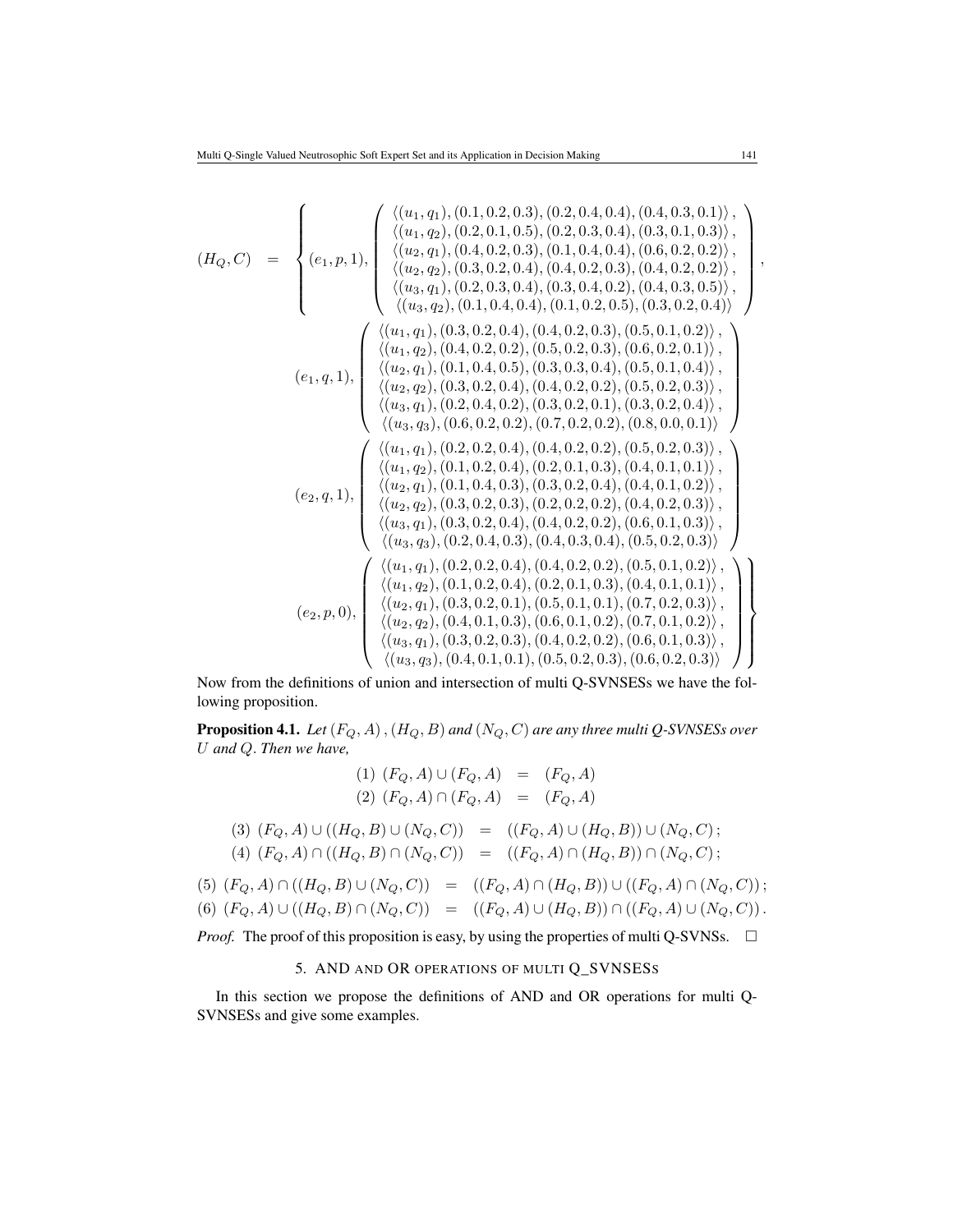$$
(H_Q, C) = \left\{ \begin{array}{l}
(e_1, p, 1), \left( \begin{array}{c}
\langle (u_1, q_1), (0.1, 0.2, 0.3), (0.2, 0.4, 0.4), (0.4, 0.3, 0.1) \rangle, \\
\langle (u_1, q_2), (0.2, 0.1, 0.5), (0.2, 0.3, 0.4), (0.3, 0.1, 0.3) \rangle, \\
\langle (u_2, q_1), (0.4, 0.2, 0.3), (0.1, 0.4, 0.4), (0.6, 0.2, 0.2) \rangle, \\
\langle (u_2, q_2), (0.3, 0.2, 0.4), (0.4, 0.2, 0.3), (0.4, 0.2, 0.2) \rangle, \\
\langle (u_3, q_1), (0.2, 0.3, 0.4), (0.3, 0.4, 0.2), (0.4, 0.3, 0.5) \rangle, \\
\langle (u_3, q_2), (0.1, 0.4, 0.4), (0.1, 0.2, 0.5), (0.3, 0.2, 0.4) \rangle
\end{array} \right), \\
(e_1, q, 1), \left( \begin{array}{c}
\langle (u_1, q_1), (0.3, 0.2, 0.4), (0.4, 0.2, 0.3), (0.5, 0.1, 0.2) \rangle, \\
\langle (u_1, q_2), (0.4, 0.2, 0.2), (0.5, 0.2, 0.3), (0.6, 0.2, 0.1) \rangle, \\
\langle (u_2, q_1), (0.1, 0.4, 0.5), (0.3, 0.3, 0.4), (0.5, 0.1, 0.4) \rangle, \\
\langle (u_2, q_2), (0.3, 0.2, 0.4), (0.4, 0.2, 0.2), (0.5, 0.2, 0.3) \rangle, \\
\langle (u_3, q_1), (0.2, 0.4, 0.2), (0.3, 0.2, 0.1), (0.3, 0.2, 0.4) \rangle, \\
\langle (u_3, q_3), (0.6, 0.2, 0.2), (0.7, 0.2, 0.2), (0.8, 0.0, 0.1) \rangle
\end{array} \right) \\
(e_2, q, 1), \left( \begin{array}{c}
\langle (u_1, q_1), (0.2, 0.2, 0.4), (0.4, 0.2, 0.2), (0.5, 0.2, 0.3) \rangle, \\
\langle (u_1, q_2), (0.1, 0.2, 0.4), (0.2, 0.1, 0.3), (0.4, 0.1, 0.1) \rangle, \\
\langle (u_2, q_1), (0.1, 0.4, 0.3), (0.3, 0.2, 0.4), (0.4, 0.1, 0.2) \rangle, \\
\langle (u_2, q_2), (0.3, 0.2, 0.3), (0.2, 0.2, 0.2), (0.4, 0.2, 0.3) \rangle, \\
\langle (u_3, q_1), (0.3, 0.2, 0.4), (0.4, 0.2, 0.2), (0.6, 0.1, 0.3) \rangle, \\
\langle (u_3, q_3), (0.2, 0.4, 0.3), (0.4, 0.3, 0.4), (0.5, 0.2, 0.3) \rangle
\end{array} \right) \\
(e_2, p, 0), \left( \begin{array}{c}
\langle (u_1, q_1), (0.2, 0.2, 0.4), (0.4, 0.2, 0.2), (0.5, 0.1, 0.2) \rangle, \\
\langle (u_1, q_2), (0.1, 0.2, 0.4), (0.2, 0.1, 0.3), (0.4, 0.1, 0.1) \rangle, \\
\langle (u_2, q_1), (0.3, 0.2, 0.1), (0.5, 0.1, 0.1), (0.7, 0.2, 0.3) \rangle, \\
\langle (u_2, q_2), (0.4, 0.1, 0.3), (0.6, 0.1, 0.2), (0.7, 0.1, 0.2) \rangle, \\
\langle (u_3, q_1), (0.3, 0.2, 0.3), (0.4, 0.2, 0.2), (0.6, 0.1, 0.3) \rangle, \\
\langle (u_3, q_3), (0.4, 0.1, 0.1), (0.5, 0.2, 0.3), (0.6, 0.2, 0.3) \rangle
\end{array} \right)
\end{array} \right\}
$$

Now from the definitions of union and intersection of multi Q-SVNSESs we have the following proposition.

**Proposition 4.1.** *Let $(F_Q, A)$, $(H_Q, B)$ and $(N_Q, C)$ are any three multi Q-SVNSESs over $U$ and $Q$. Then we have,*

$$
\begin{aligned}
(1)\ (F_Q, A) \cup (F_Q, A) &= (F_Q, A) \\
(2)\ (F_Q, A) \cap (F_Q, A) &= (F_Q, A)
\end{aligned}
$$

$$
\begin{aligned}
(3)\ (F_Q, A) \cup ((H_Q, B) \cup (N_Q, C)) &= ((F_Q, A) \cup (H_Q, B)) \cup (N_Q, C); \\
(4)\ (F_Q, A) \cap ((H_Q, B) \cap (N_Q, C)) &= ((F_Q, A) \cap (H_Q, B)) \cap (N_Q, C);
\end{aligned}
$$

$$
\begin{aligned}
(5)\ (F_Q, A) \cap ((H_Q, B) \cup (N_Q, C)) &= ((F_Q, A) \cap (H_Q, B)) \cup ((F_Q, A) \cap (N_Q, C)); \\
(6)\ (F_Q, A) \cup ((H_Q, B) \cap (N_Q, C)) &= ((F_Q, A) \cup (H_Q, B)) \cap ((F_Q, A) \cup (N_Q, C)).
\end{aligned}
$$

*Proof.* The proof of this proposition is easy, by using the properties of multi Q-SVNSs. □

## 5. AND AND OR OPERATIONS OF MULTI Q_SVNSESS

In this section we propose the definitions of AND and OR operations for multi Q-SVNSESs and give some examples.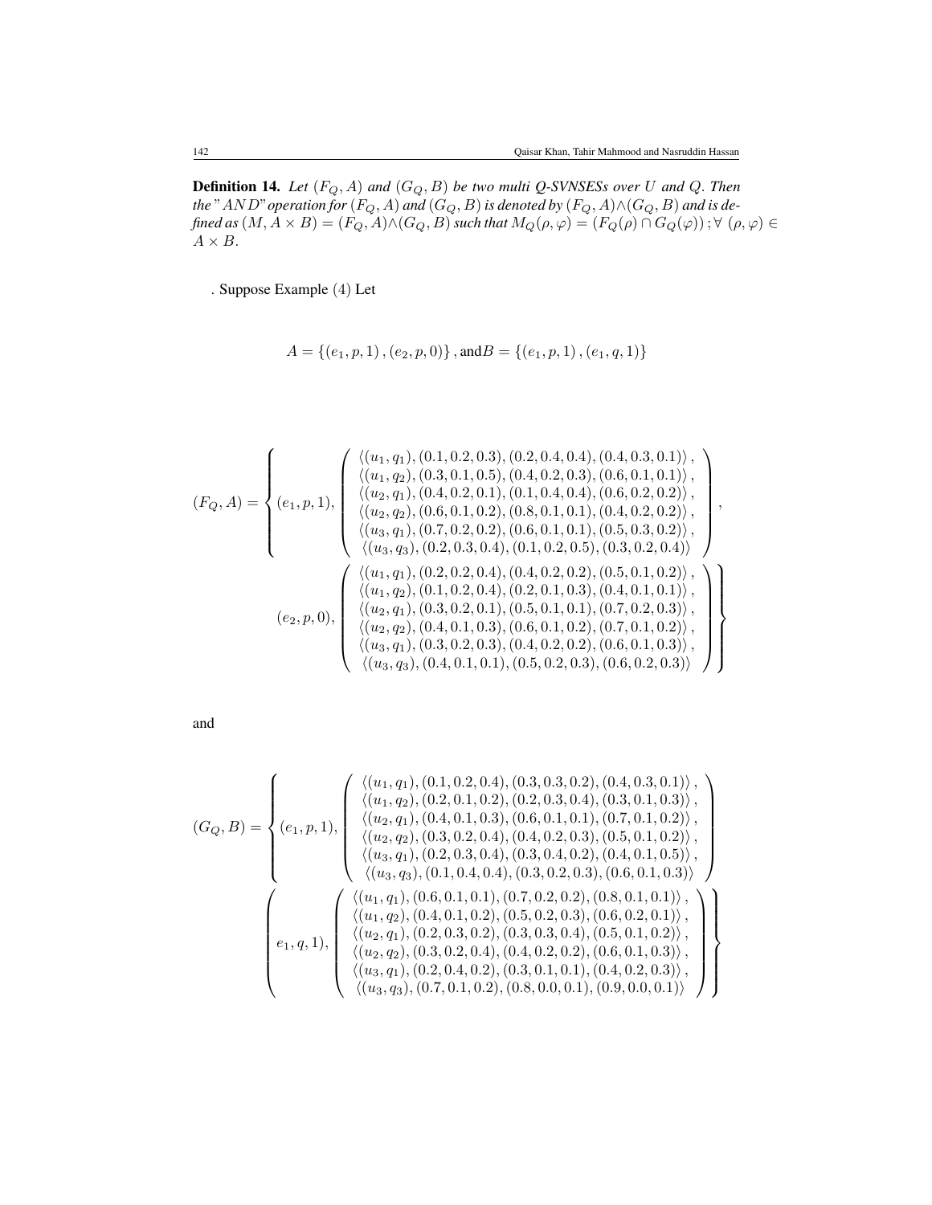**Definition 14.** *Let $(F_Q, A)$ and $(G_Q, B)$ be two multi Q-SVNSESs over $U$ and $Q$. Then the "$AND$" operation for $(F_Q, A)$ and $(G_Q, B)$ is denoted by $(F_Q, A) \wedge (G_Q, B)$ and is defined as $(M, A \times B) = (F_Q, A) \wedge (G_Q, B)$ such that $M_Q(\rho, \varphi) = (F_Q(\rho) \cap G_Q(\varphi))$ ; $\forall$ $(\rho, \varphi) \in A \times B$.*

. Suppose Example (4) Let

$$A = \{(e_1, p, 1), (e_2, p, 0)\}, \text{and} B = \{(e_1, p, 1), (e_1, q, 1)\}$$

$$(F_Q, A) = \left\{ \begin{array}{c} (e_1, p, 1), \left( \begin{array}{c} \langle (u_1, q_1), (0.1, 0.2, 0.3), (0.2, 0.4, 0.4), (0.4, 0.3, 0.1) \rangle, \\ \langle (u_1, q_2), (0.3, 0.1, 0.5), (0.4, 0.2, 0.3), (0.6, 0.1, 0.1) \rangle, \\ \langle (u_2, q_1), (0.4, 0.2, 0.1), (0.1, 0.4, 0.4), (0.6, 0.2, 0.2) \rangle, \\ \langle (u_2, q_2), (0.6, 0.1, 0.2), (0.8, 0.1, 0.1), (0.4, 0.2, 0.2) \rangle, \\ \langle (u_3, q_1), (0.7, 0.2, 0.2), (0.6, 0.1, 0.1), (0.5, 0.3, 0.2) \rangle, \\ \langle (u_3, q_3), (0.2, 0.3, 0.4), (0.1, 0.2, 0.5), (0.3, 0.2, 0.4) \rangle \end{array} \right), \\ (e_2, p, 0), \left( \begin{array}{c} \langle (u_1, q_1), (0.2, 0.2, 0.4), (0.4, 0.2, 0.2), (0.5, 0.1, 0.2) \rangle, \\ \langle (u_1, q_2), (0.1, 0.2, 0.4), (0.2, 0.1, 0.3), (0.4, 0.1, 0.1) \rangle, \\ \langle (u_2, q_1), (0.3, 0.2, 0.1), (0.5, 0.1, 0.1), (0.7, 0.2, 0.3) \rangle, \\ \langle (u_2, q_2), (0.4, 0.1, 0.3), (0.6, 0.1, 0.2), (0.7, 0.1, 0.2) \rangle, \\ \langle (u_3, q_1), (0.3, 0.2, 0.3), (0.4, 0.2, 0.2), (0.6, 0.1, 0.3) \rangle, \\ \langle (u_3, q_3), (0.4, 0.1, 0.1), (0.5, 0.2, 0.3), (0.6, 0.2, 0.3) \rangle \end{array} \right) \end{array} \right\}$$

and

$$(G_Q, B) = \left\{ \begin{array}{c} (e_1, p, 1), \left( \begin{array}{c} \langle (u_1, q_1), (0.1, 0.2, 0.4), (0.3, 0.3, 0.2), (0.4, 0.3, 0.1) \rangle, \\ \langle (u_1, q_2), (0.2, 0.1, 0.2), (0.2, 0.3, 0.4), (0.3, 0.1, 0.3) \rangle, \\ \langle (u_2, q_1), (0.4, 0.1, 0.3), (0.6, 0.1, 0.1), (0.7, 0.1, 0.2) \rangle, \\ \langle (u_2, q_2), (0.3, 0.2, 0.4), (0.4, 0.2, 0.3), (0.5, 0.1, 0.2) \rangle, \\ \langle (u_3, q_1), (0.2, 0.3, 0.4), (0.3, 0.4, 0.2), (0.4, 0.1, 0.5) \rangle, \\ \langle (u_3, q_3), (0.1, 0.4, 0.4), (0.3, 0.2, 0.3), (0.6, 0.1, 0.3) \rangle \end{array} \right) \\ \left( e_1, q, 1), \left( \begin{array}{c} \langle (u_1, q_1), (0.6, 0.1, 0.1), (0.7, 0.2, 0.2), (0.8, 0.1, 0.1) \rangle, \\ \langle (u_1, q_2), (0.4, 0.1, 0.2), (0.5, 0.2, 0.3), (0.6, 0.2, 0.1) \rangle, \\ \langle (u_2, q_1), (0.2, 0.3, 0.2), (0.3, 0.3, 0.4), (0.5, 0.1, 0.2) \rangle, \\ \langle (u_2, q_2), (0.3, 0.2, 0.4), (0.4, 0.2, 0.2), (0.6, 0.1, 0.3) \rangle, \\ \langle (u_3, q_1), (0.2, 0.4, 0.2), (0.3, 0.1, 0.1), (0.4, 0.2, 0.3) \rangle, \\ \langle (u_3, q_3), (0.7, 0.1, 0.2), (0.8, 0.0, 0.1), (0.9, 0.0, 0.1) \rangle \end{array} \right) \right. \end{array} \right\}$$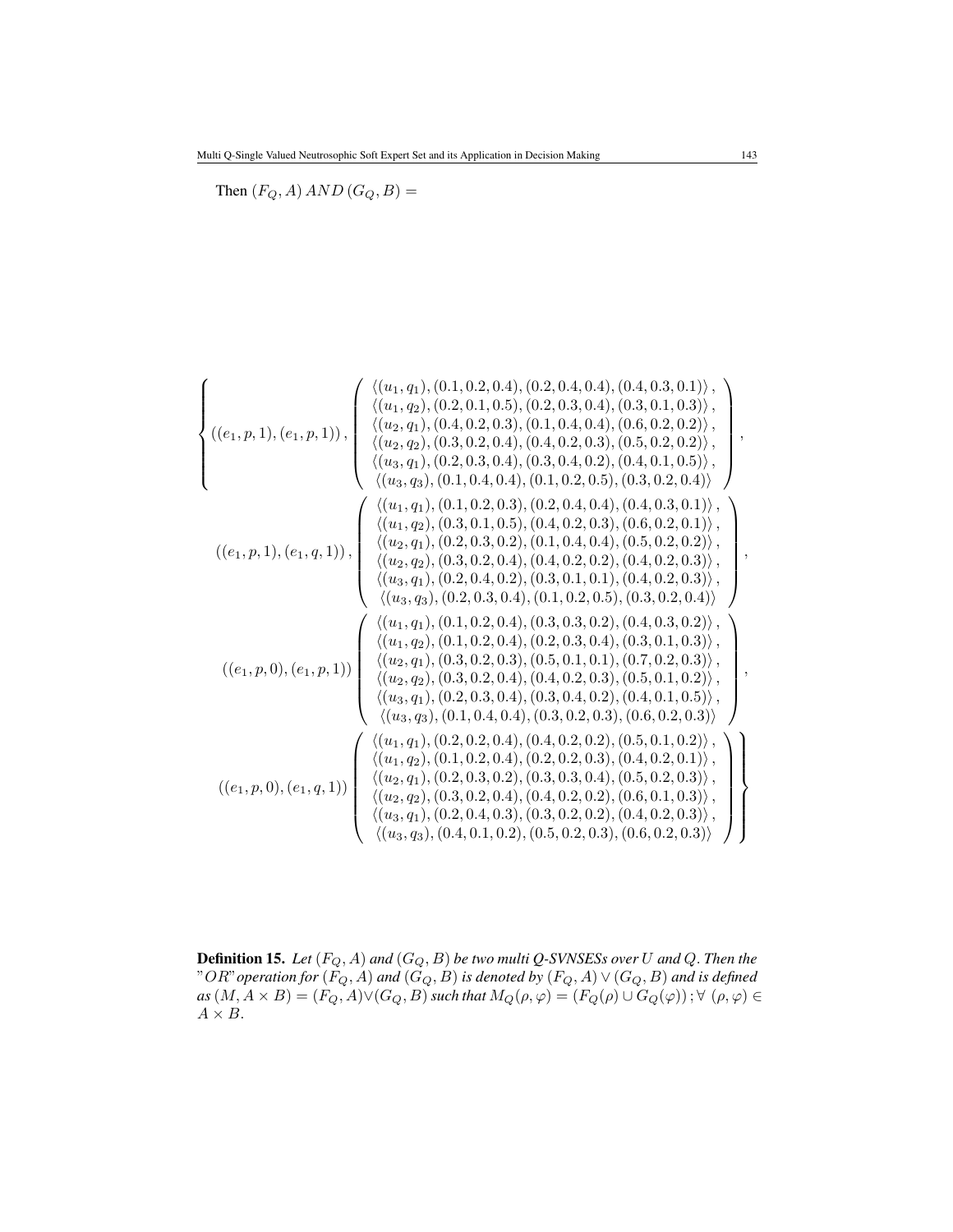Then $(F_Q, A)\, AND\, (G_Q, B) =$

$$
\left\{
\begin{array}{l}
((e_1,p,1),(e_1,p,1)), \left(\begin{array}{c}
\langle (u_1,q_1),(0.1,0.2,0.4),(0.2,0.4,0.4),(0.4,0.3,0.1)\rangle, \\
\langle (u_1,q_2),(0.2,0.1,0.5),(0.2,0.3,0.4),(0.3,0.1,0.3)\rangle, \\
\langle (u_2,q_1),(0.4,0.2,0.3),(0.1,0.4,0.4),(0.6,0.2,0.2)\rangle, \\
\langle (u_2,q_2),(0.3,0.2,0.4),(0.4,0.2,0.3),(0.5,0.2,0.2)\rangle, \\
\langle (u_3,q_1),(0.2,0.3,0.4),(0.3,0.4,0.2),(0.4,0.1,0.5)\rangle, \\
\langle (u_3,q_3),(0.1,0.4,0.4),(0.1,0.2,0.5),(0.3,0.2,0.4)\rangle
\end{array}\right), \\
((e_1,p,1),(e_1,q,1)), \left(\begin{array}{c}
\langle (u_1,q_1),(0.1,0.2,0.3),(0.2,0.4,0.4),(0.4,0.3,0.1)\rangle, \\
\langle (u_1,q_2),(0.3,0.1,0.5),(0.4,0.2,0.3),(0.6,0.2,0.1)\rangle, \\
\langle (u_2,q_1),(0.2,0.3,0.2),(0.1,0.4,0.4),(0.5,0.2,0.2)\rangle, \\
\langle (u_2,q_2),(0.3,0.2,0.4),(0.4,0.2,0.2),(0.4,0.2,0.3)\rangle, \\
\langle (u_3,q_1),(0.2,0.4,0.2),(0.3,0.1,0.1),(0.4,0.2,0.3)\rangle, \\
\langle (u_3,q_3),(0.2,0.3,0.4),(0.1,0.2,0.5),(0.3,0.2,0.4)\rangle
\end{array}\right), \\
((e_1,p,0),(e_1,p,1)) \left(\begin{array}{c}
\langle (u_1,q_1),(0.1,0.2,0.4),(0.3,0.3,0.2),(0.4,0.3,0.2)\rangle, \\
\langle (u_1,q_2),(0.1,0.2,0.4),(0.2,0.3,0.4),(0.3,0.1,0.3)\rangle, \\
\langle (u_2,q_1),(0.3,0.2,0.3),(0.5,0.1,0.1),(0.7,0.2,0.3)\rangle, \\
\langle (u_2,q_2),(0.3,0.2,0.4),(0.4,0.2,0.3),(0.5,0.1,0.2)\rangle, \\
\langle (u_3,q_1),(0.2,0.3,0.4),(0.3,0.4,0.2),(0.4,0.1,0.5)\rangle, \\
\langle (u_3,q_3),(0.1,0.4,0.4),(0.3,0.2,0.3),(0.6,0.2,0.3)\rangle
\end{array}\right), \\
((e_1,p,0),(e_1,q,1)) \left(\begin{array}{c}
\langle (u_1,q_1),(0.2,0.2,0.4),(0.4,0.2,0.2),(0.5,0.1,0.2)\rangle, \\
\langle (u_1,q_2),(0.1,0.2,0.4),(0.2,0.2,0.3),(0.4,0.2,0.1)\rangle, \\
\langle (u_2,q_1),(0.2,0.3,0.2),(0.3,0.3,0.4),(0.5,0.2,0.3)\rangle, \\
\langle (u_2,q_2),(0.3,0.2,0.4),(0.4,0.2,0.2),(0.6,0.1,0.3)\rangle, \\
\langle (u_3,q_1),(0.2,0.4,0.3),(0.3,0.2,0.2),(0.4,0.2,0.3)\rangle, \\
\langle (u_3,q_3),(0.4,0.1,0.2),(0.5,0.2,0.3),(0.6,0.2,0.3)\rangle
\end{array}\right)
\end{array}
\right\}
$$

**Definition 15.** *Let $(F_Q, A)$ and $(G_Q, B)$ be two multi Q-SVNSESs over $U$ and $Q$. Then the "$OR$" operation for $(F_Q, A)$ and $(G_Q, B)$ is denoted by $(F_Q, A) \vee (G_Q, B)$ and is defined as $(M, A \times B) = (F_Q, A) \vee (G_Q, B)$ such that $M_Q(\rho, \varphi) = (F_Q(\rho) \cup G_Q(\varphi))\,;\forall\ (\rho, \varphi) \in A \times B$.*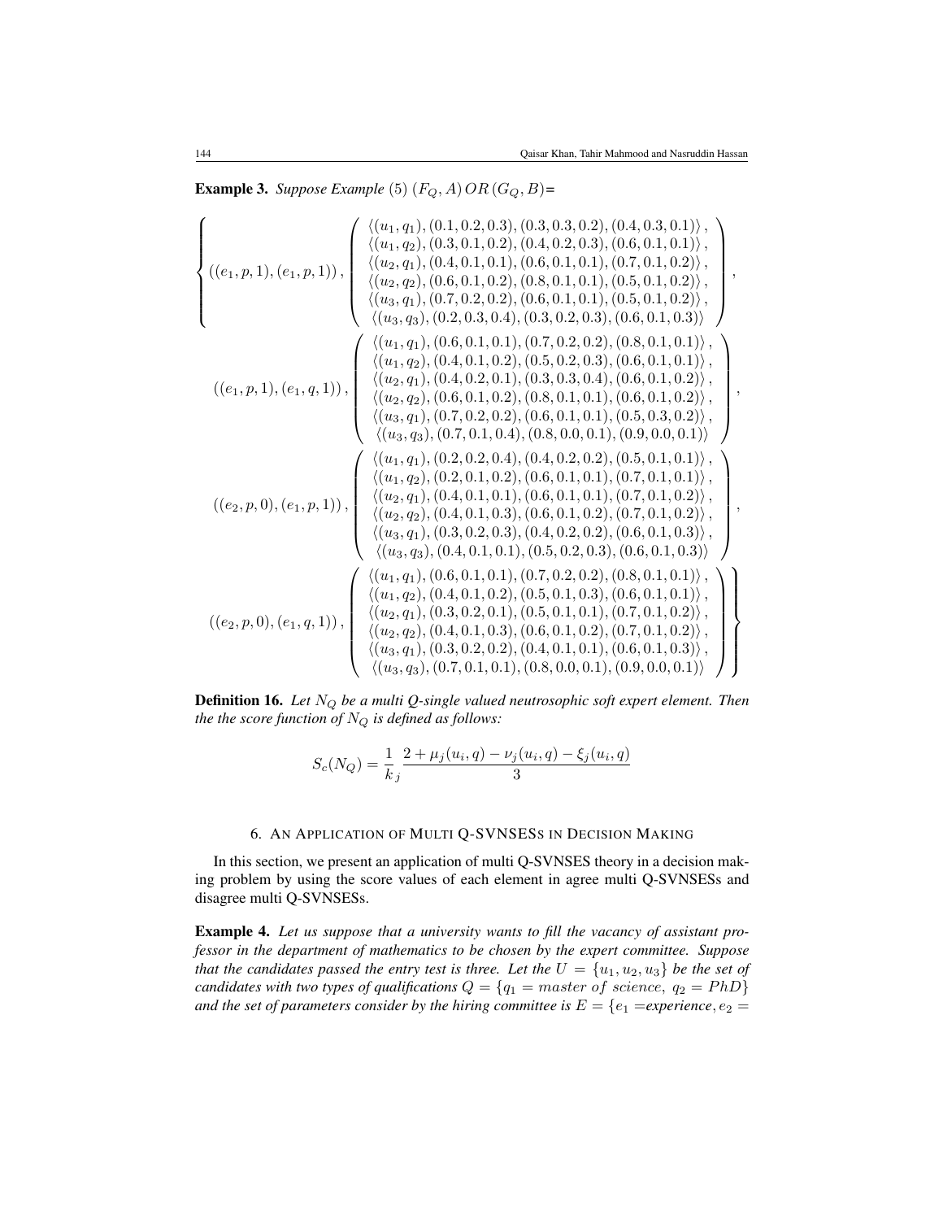**Example 3.** *Suppose Example* (5) $(F_Q, A)\, OR\, (G_Q, B)$=

$$
\left\{
\begin{array}{c}
((e_1,p,1),(e_1,p,1)), \left( \begin{array}{c}
\langle (u_1,q_1),(0.1,0.2,0.3),(0.3,0.3,0.2),(0.4,0.3,0.1)\rangle, \\
\langle (u_1,q_2),(0.3,0.1,0.2),(0.4,0.2,0.3),(0.6,0.1,0.1)\rangle, \\
\langle (u_2,q_1),(0.4,0.1,0.1),(0.6,0.1,0.1),(0.7,0.1,0.2)\rangle, \\
\langle (u_2,q_2),(0.6,0.1,0.2),(0.8,0.1,0.1),(0.5,0.1,0.2)\rangle, \\
\langle (u_3,q_1),(0.7,0.2,0.2),(0.6,0.1,0.1),(0.5,0.1,0.2)\rangle, \\
\langle (u_3,q_3),(0.2,0.3,0.4),(0.3,0.2,0.3),(0.6,0.1,0.3)\rangle
\end{array} \right), \\
((e_1,p,1),(e_1,q,1)), \left( \begin{array}{c}
\langle (u_1,q_1),(0.6,0.1,0.1),(0.7,0.2,0.2),(0.8,0.1,0.1)\rangle, \\
\langle (u_1,q_2),(0.4,0.1,0.2),(0.5,0.2,0.3),(0.6,0.1,0.1)\rangle, \\
\langle (u_2,q_1),(0.4,0.2,0.1),(0.3,0.3,0.4),(0.6,0.1,0.2)\rangle, \\
\langle (u_2,q_2),(0.6,0.1,0.2),(0.8,0.1,0.1),(0.6,0.1,0.2)\rangle, \\
\langle (u_3,q_1),(0.7,0.2,0.2),(0.6,0.1,0.1),(0.5,0.3,0.2)\rangle, \\
\langle (u_3,q_3),(0.7,0.1,0.4),(0.8,0.0,0.1),(0.9,0.0,0.1)\rangle
\end{array} \right), \\
((e_2,p,0),(e_1,p,1)), \left( \begin{array}{c}
\langle (u_1,q_1),(0.2,0.2,0.4),(0.4,0.2,0.2),(0.5,0.1,0.1)\rangle, \\
\langle (u_1,q_2),(0.2,0.1,0.2),(0.6,0.1,0.1),(0.7,0.1,0.1)\rangle, \\
\langle (u_2,q_1),(0.4,0.1,0.1),(0.6,0.1,0.1),(0.7,0.1,0.2)\rangle, \\
\langle (u_2,q_2),(0.4,0.1,0.3),(0.6,0.1,0.2),(0.7,0.1,0.2)\rangle, \\
\langle (u_3,q_1),(0.3,0.2,0.3),(0.4,0.2,0.2),(0.6,0.1,0.3)\rangle, \\
\langle (u_3,q_3),(0.4,0.1,0.1),(0.5,0.2,0.3),(0.6,0.1,0.3)\rangle
\end{array} \right), \\
((e_2,p,0),(e_1,q,1)), \left( \begin{array}{c}
\langle (u_1,q_1),(0.6,0.1,0.1),(0.7,0.2,0.2),(0.8,0.1,0.1)\rangle, \\
\langle (u_1,q_2),(0.4,0.1,0.2),(0.5,0.1,0.3),(0.6,0.1,0.1)\rangle, \\
\langle (u_2,q_1),(0.3,0.2,0.1),(0.5,0.1,0.1),(0.7,0.1,0.2)\rangle, \\
\langle (u_2,q_2),(0.4,0.1,0.3),(0.6,0.1,0.2),(0.7,0.1,0.2)\rangle, \\
\langle (u_3,q_1),(0.3,0.2,0.2),(0.4,0.1,0.1),(0.6,0.1,0.3)\rangle, \\
\langle (u_3,q_3),(0.7,0.1,0.1),(0.8,0.0,0.1),(0.9,0.0,0.1)\rangle
\end{array} \right)
\end{array}
\right\}
$$

**Definition 16.** *Let $N_Q$ be a multi Q-single valued neutrosophic soft expert element. Then the the score function of $N_Q$ is defined as follows:*

$$
S_c(N_Q) = \frac{1}{k}_j \frac{2 + \mu_j(u_i, q) - \nu_j(u_i, q) - \xi_j(u_i, q)}{3}
$$

## 6. An Application of Multi Q-SVNSESs in Decision Making

In this section, we present an application of multi Q-SVNSES theory in a decision making problem by using the score values of each element in agree multi Q-SVNSESs and disagree multi Q-SVNSESs.

**Example 4.** *Let us suppose that a university wants to fill the vacancy of assistant professor in the department of mathematics to be chosen by the expert committee. Suppose that the candidates passed the entry test is three. Let the $U = \{u_1, u_2, u_3\}$ be the set of candidates with two types of qualifications $Q = \{q_1 = master\ of\ science,\ q_2 = PhD\}$ and the set of parameters consider by the hiring committee is $E = \{e_1 =$experience$, e_2 =$*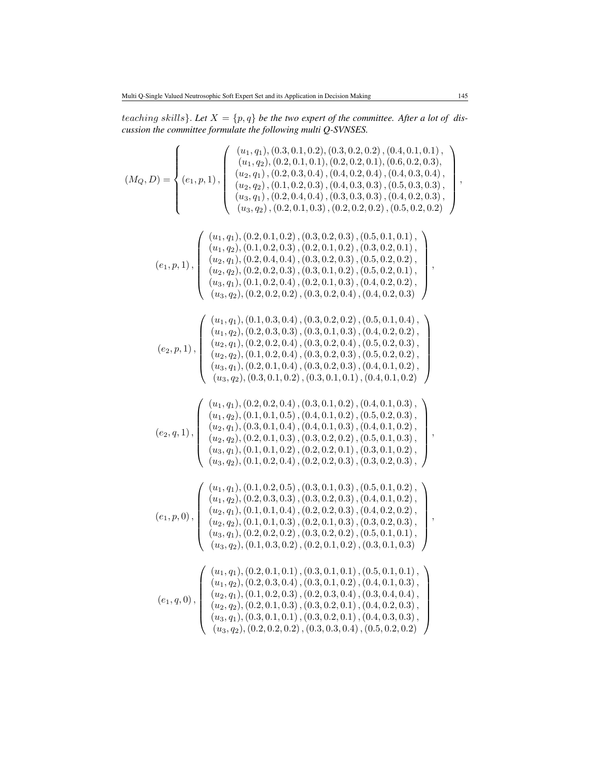*teaching skills*}. *Let* $X = \{p, q\}$ *be the two expert of the committee. After a lot of discussion the committee formulate the following multi Q-SVNSES.*

$$(M_Q, D) = \left\{ (e_1, p, 1), \left( \begin{array}{c} (u_1, q_1), (0.3, 0.1, 0.2), (0.3, 0.2, 0.2), (0.4, 0.1, 0.1), \\ (u_1, q_2), (0.2, 0.1, 0.1), (0.2, 0.2, 0.1), (0.6, 0.2, 0.3), \\ (u_2, q_1), (0.2, 0.3, 0.4), (0.4, 0.2, 0.4), (0.4, 0.3, 0.4), \\ (u_2, q_2), (0.1, 0.2, 0.3), (0.4, 0.3, 0.3), (0.5, 0.3, 0.3), \\ (u_3, q_1), (0.2, 0.4, 0.4), (0.3, 0.3, 0.3), (0.4, 0.2, 0.3), \\ (u_3, q_2), (0.2, 0.1, 0.3), (0.2, 0.2, 0.2), (0.5, 0.2, 0.2) \end{array} \right), \right.$$

$$(e_1, p, 1), \left( \begin{array}{c} (u_1, q_1), (0.2, 0.1, 0.2), (0.3, 0.2, 0.3), (0.5, 0.1, 0.1), \\ (u_1, q_2), (0.1, 0.2, 0.3), (0.2, 0.1, 0.2), (0.3, 0.2, 0.1), \\ (u_2, q_1), (0.2, 0.4, 0.4), (0.3, 0.2, 0.3), (0.5, 0.2, 0.2), \\ (u_2, q_2), (0.2, 0.2, 0.3), (0.3, 0.1, 0.2), (0.5, 0.2, 0.1), \\ (u_3, q_1), (0.1, 0.2, 0.4), (0.2, 0.1, 0.3), (0.4, 0.2, 0.2), \\ (u_3, q_2), (0.2, 0.2, 0.2), (0.3, 0.2, 0.4), (0.4, 0.2, 0.3) \end{array} \right),$$

$$(e_2, p, 1), \left( \begin{array}{c} (u_1, q_1), (0.1, 0.3, 0.4), (0.3, 0.2, 0.2), (0.5, 0.1, 0.4), \\ (u_1, q_2), (0.2, 0.3, 0.3), (0.3, 0.1, 0.3), (0.4, 0.2, 0.2), \\ (u_2, q_1), (0.2, 0.2, 0.4), (0.3, 0.2, 0.4), (0.5, 0.2, 0.3), \\ (u_2, q_2), (0.1, 0.2, 0.4), (0.3, 0.2, 0.3), (0.5, 0.2, 0.2), \\ (u_3, q_1), (0.2, 0.1, 0.4), (0.3, 0.2, 0.3), (0.4, 0.1, 0.2), \\ (u_3, q_2), (0.3, 0.1, 0.2), (0.3, 0.1, 0.1), (0.4, 0.1, 0.2) \end{array} \right)$$

$$(e_2, q, 1), \left( \begin{array}{c} (u_1, q_1), (0.2, 0.2, 0.4), (0.3, 0.1, 0.2), (0.4, 0.1, 0.3), \\ (u_1, q_2), (0.1, 0.1, 0.5), (0.4, 0.1, 0.2), (0.5, 0.2, 0.3), \\ (u_2, q_1), (0.3, 0.1, 0.4), (0.4, 0.1, 0.3), (0.4, 0.1, 0.2), \\ (u_2, q_2), (0.2, 0.1, 0.3), (0.3, 0.2, 0.2), (0.5, 0.1, 0.3), \\ (u_3, q_1), (0.1, 0.1, 0.2), (0.2, 0.2, 0.1), (0.3, 0.1, 0.2), \\ (u_3, q_2), (0.1, 0.2, 0.4), (0.2, 0.2, 0.3), (0.3, 0.2, 0.3), \end{array} \right),$$

$$(e_1, p, 0), \left( \begin{array}{c} (u_1, q_1), (0.1, 0.2, 0.5), (0.3, 0.1, 0.3), (0.5, 0.1, 0.2), \\ (u_1, q_2), (0.2, 0.3, 0.3), (0.3, 0.2, 0.3), (0.4, 0.1, 0.2), \\ (u_2, q_1), (0.1, 0.1, 0.4), (0.2, 0.2, 0.3), (0.4, 0.2, 0.2), \\ (u_2, q_2), (0.1, 0.1, 0.3), (0.2, 0.1, 0.3), (0.3, 0.2, 0.3), \\ (u_3, q_1), (0.2, 0.2, 0.2), (0.3, 0.2, 0.2), (0.5, 0.1, 0.1), \\ (u_3, q_2), (0.1, 0.3, 0.2), (0.2, 0.1, 0.2), (0.3, 0.1, 0.3) \end{array} \right),$$

$$(e_1, q, 0), \left( \begin{array}{c} (u_1, q_1), (0.2, 0.1, 0.1), (0.3, 0.1, 0.1), (0.5, 0.1, 0.1), \\ (u_1, q_2), (0.2, 0.3, 0.4), (0.3, 0.1, 0.2), (0.4, 0.1, 0.3), \\ (u_2, q_1), (0.1, 0.2, 0.3), (0.2, 0.3, 0.4), (0.3, 0.4, 0.4), \\ (u_2, q_2), (0.2, 0.1, 0.3), (0.3, 0.2, 0.1), (0.4, 0.2, 0.3), \\ (u_3, q_1), (0.3, 0.1, 0.1), (0.3, 0.2, 0.1), (0.4, 0.3, 0.3), \\ (u_3, q_2), (0.2, 0.2, 0.2), (0.3, 0.3, 0.4), (0.5, 0.2, 0.2) \end{array} \right)$$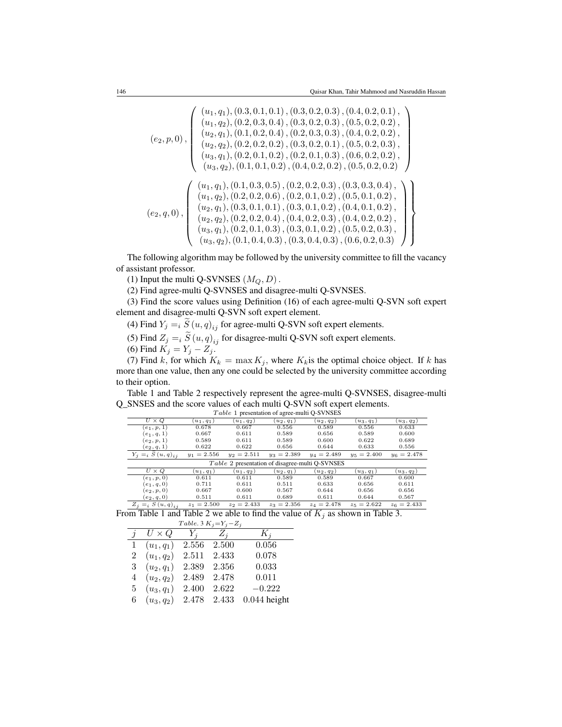$$(e_2, p, 0), \left( \begin{array}{c} (u_1,q_1), (0.3,0.1,0.1), (0.3,0.2,0.3), (0.4,0.2,0.1), \\ (u_1,q_2), (0.2,0.3,0.4), (0.3,0.2,0.3), (0.5,0.2,0.2), \\ (u_2,q_1), (0.1,0.2,0.4), (0.2,0.3,0.3), (0.4,0.2,0.2), \\ (u_2,q_2), (0.2,0.2,0.2), (0.3,0.2,0.1), (0.5,0.2,0.3), \\ (u_3,q_1), (0.2,0.1,0.2), (0.2,0.1,0.3), (0.6,0.2,0.2), \\ (u_3,q_2), (0.1,0.1,0.2), (0.4,0.2,0.2), (0.5,0.2,0.2) \end{array} \right)$$

$$\left. (e_2, q, 0), \left( \begin{array}{c} (u_1,q_1), (0.1,0.3,0.5), (0.2,0.2,0.3), (0.3,0.3,0.4), \\ (u_1,q_2), (0.2,0.2,0.6), (0.2,0.1,0.2), (0.5,0.1,0.2), \\ (u_2,q_1), (0.3,0.1,0.1), (0.3,0.1,0.2), (0.4,0.1,0.2), \\ (u_2,q_2), (0.2,0.2,0.4), (0.4,0.2,0.3), (0.4,0.2,0.2), \\ (u_3,q_1), (0.2,0.1,0.3), (0.3,0.1,0.2), (0.5,0.2,0.3), \\ (u_3,q_2), (0.1,0.4,0.3), (0.3,0.4,0.3), (0.6,0.2,0.3) \end{array} \right) \right\}$$

The following algorithm may be followed by the university committee to fill the vacancy of assistant professor.

(1) Input the multi Q-SVNSES $(M_Q, D)$.

(2) Find agree-multi Q-SVNSES and disagree-multi Q-SVNSES.

(3) Find the score values using Definition (16) of each agree-multi Q-SVN soft expert element and disagree-multi Q-SVN soft expert element.

(4) Find $Y_j =_i \widetilde{S}(u,q)_{ij}$ for agree-multi Q-SVN soft expert elements.

(5) Find $Z_j =_i \widetilde{S}(u,q)_{ij}$ for disagree-multi Q-SVN soft expert elements.

(6) Find $K_j = Y_j - Z_j$.

(7) Find $k$, for which $K_k = \max K_j$, where $K_k$is the optimal choice object. If $k$ has more than one value, then any one could be selected by the university committee according to their option.

Table 1 and Table 2 respectively represent the agree-multi Q-SVNSES, disagree-multi Q_SNSES and the score values of each multi Q-SVN soft expert elements.

*Table* 1 presentation of agree-multi Q-SVNSES

| $U \times Q$ | $(u_1,q_1)$ | $(u_1,q_2)$ | $(u_2,q_1)$ | $(u_2,q_2)$ | $(u_3,q_1)$ | $(u_3,q_2)$ |
|---|---|---|---|---|---|---|
| $(e_1,p,1)$ | 0.678 | 0.667 | 0.556 | 0.589 | 0.556 | 0.633 |
| $(e_1,q,1)$ | 0.667 | 0.611 | 0.589 | 0.656 | 0.589 | 0.600 |
| $(e_2,p,1)$ | 0.589 | 0.611 | 0.589 | 0.600 | 0.622 | 0.689 |
| $(e_2,q,1)$ | 0.622 | 0.622 | 0.656 | 0.644 | 0.633 | 0.556 |
| $Y_j =_i S(u,q)_{ij}$ | $y_1 = 2.556$ | $y_2 = 2.511$ | $y_3 = 2.389$ | $y_4 = 2.489$ | $y_5 = 2.400$ | $y_6 = 2.478$ |

*Table* 2 presentation of disagree-multi Q-SVNSES

| $U \times Q$ | $(u_1,q_1)$ | $(u_1,q_2)$ | $(u_2,q_1)$ | $(u_2,q_2)$ | $(u_3,q_1)$ | $(u_3,q_2)$ |
|---|---|---|---|---|---|---|
| $(e_1,p,0)$ | 0.611 | 0.611 | 0.589 | 0.589 | 0.667 | 0.600 |
| $(e_1,q,0)$ | 0.711 | 0.611 | 0.511 | 0.633 | 0.656 | 0.611 |
| $(e_2,p,0)$ | 0.667 | 0.600 | 0.567 | 0.644 | 0.656 | 0.656 |
| $(e_2,q,0)$ | 0.511 | 0.611 | 0.689 | 0.611 | 0.644 | 0.567 |
| $Z_j =_i S(u,q)_{ij}$ | $z_1 = 2.500$ | $z_2 = 2.433$ | $z_3 = 2.356$ | $z_4 = 2.478$ | $z_5 = 2.622$ | $z_6 = 2.433$ |

From Table 1 and Table 2 we able to find the value of $K_j$ as shown in Table 3.

*Table.* 3 $K_j = Y_j - Z_j$

| $j$ | $U \times Q$ | $Y_j$ | $Z_j$ | $K_j$ |
|---|---|---|---|---|
| 1 | $(u_1,q_1)$ | 2.556 | 2.500 | 0.056 |
| 2 | $(u_1,q_2)$ | 2.511 | 2.433 | 0.078 |
| 3 | $(u_2,q_1)$ | 2.389 | 2.356 | 0.033 |
| 4 | $(u_2,q_2)$ | 2.489 | 2.478 | 0.011 |
| 5 | $(u_3,q_1)$ | 2.400 | 2.622 | $-0.222$ |
| 6 | $(u_3,q_2)$ | 2.478 | 2.433 | 0.044 height |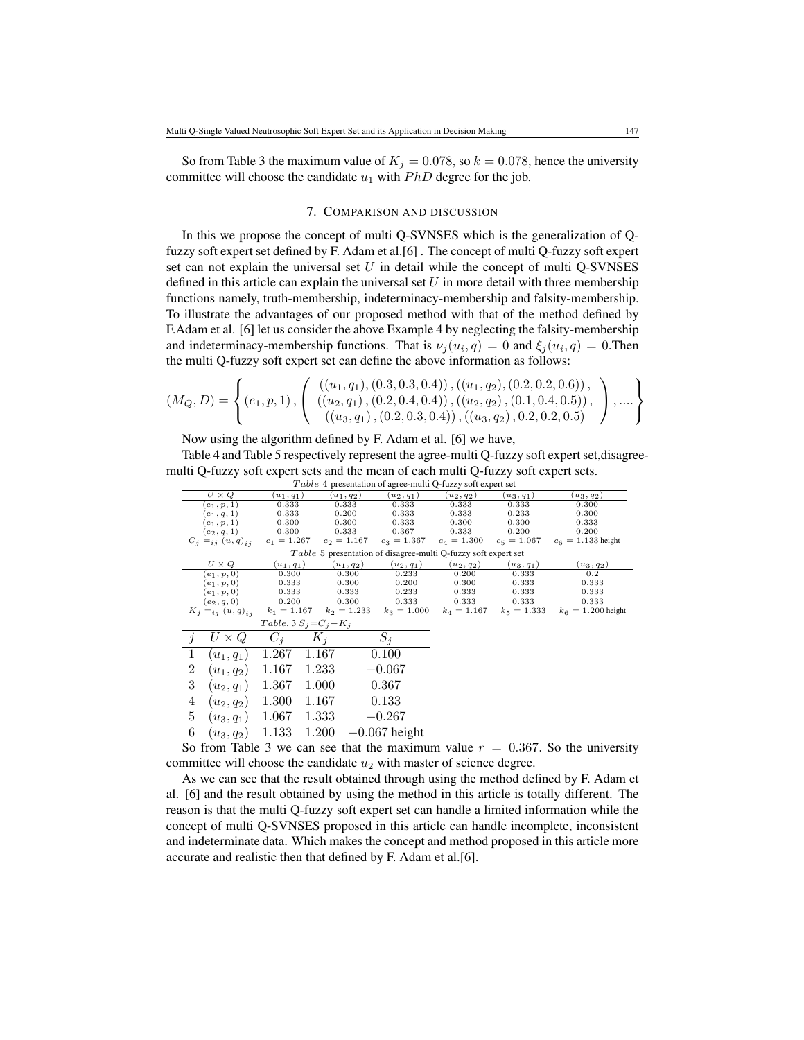So from Table 3 the maximum value of $K_j = 0.078$, so $k = 0.078$, hence the university committee will choose the candidate $u_1$ with $PhD$ degree for the job.

## 7. Comparison and discussion

In this we propose the concept of multi Q-SVNSES which is the generalization of Q-fuzzy soft expert set defined by F. Adam et al.[6] . The concept of multi Q-fuzzy soft expert set can not explain the universal set $U$ in detail while the concept of multi Q-SVNSES defined in this article can explain the universal set $U$ in more detail with three membership functions namely, truth-membership, indeterminacy-membership and falsity-membership. To illustrate the advantages of our proposed method with that of the method defined by F.Adam et al. [6] let us consider the above Example 4 by neglecting the falsity-membership and indeterminacy-membership functions. That is $\nu_j(u_i, q) = 0$ and $\xi_j(u_i, q) = 0$.Then the multi Q-fuzzy soft expert set can define the above information as follows:

$$(M_Q, D) = \left\{ (e_1, p, 1), \left( \begin{array}{c} ((u_1, q_1), (0.3, 0.3, 0.4)), ((u_1, q_2), (0.2, 0.2, 0.6)), \\ ((u_2, q_1), (0.2, 0.4, 0.4)), ((u_2, q_2), (0.1, 0.4, 0.5)), \\ ((u_3, q_1), (0.2, 0.3, 0.4)), ((u_3, q_2), 0.2, 0.2, 0.5) \end{array} \right), .... \right\}$$

Now using the algorithm defined by F. Adam et al. [6] we have,

Table 4 and Table 5 respectively represent the agree-multi Q-fuzzy soft expert set,disagree-multi Q-fuzzy soft expert sets and the mean of each multi Q-fuzzy soft expert sets.

*Table* 4 presentation of agree-multi Q-fuzzy soft expert set

| $U \times Q$ | $(u_1, q_1)$ | $(u_1, q_2)$ | $(u_2, q_1)$ | $(u_2, q_2)$ | $(u_3, q_1)$ | $(u_3, q_2)$ |
|---|---|---|---|---|---|---|
| $(e_1, p, 1)$ | 0.333 | 0.333 | 0.333 | 0.333 | 0.333 | 0.300 |
| $(e_1, q, 1)$ | 0.333 | 0.200 | 0.333 | 0.333 | 0.233 | 0.300 |
| $(e_1, p, 1)$ | 0.300 | 0.300 | 0.333 | 0.300 | 0.300 | 0.333 |
| $(e_2, q, 1)$ | 0.300 | 0.333 | 0.367 | 0.333 | 0.200 | 0.200 |
| $C_j =_{ij} (u, q)_{ij}$ | $c_1 = 1.267$ | $c_2 = 1.167$ | $c_3 = 1.367$ | $c_4 = 1.300$ | $c_5 = 1.067$ | $c_6 = 1.133$ height |

*Table* 5 presentation of disagree-multi Q-fuzzy soft expert set

| $U \times Q$ | $(u_1, q_1)$ | $(u_1, q_2)$ | $(u_2, q_1)$ | $(u_2, q_2)$ | $(u_3, q_1)$ | $(u_3, q_2)$ |
|---|---|---|---|---|---|---|
| $(e_1, p, 0)$ | 0.300 | 0.300 | 0.233 | 0.200 | 0.333 | 0.2 |
| $(e_1, p, 0)$ | 0.333 | 0.300 | 0.200 | 0.300 | 0.333 | 0.333 |
| $(e_1, p, 0)$ | 0.333 | 0.333 | 0.233 | 0.333 | 0.333 | 0.333 |
| $(e_2, q, 0)$ | 0.200 | 0.300 | 0.333 | 0.333 | 0.333 | 0.333 |
| $K_j =_{ij} (u, q)_{ij}$ | $k_1 = 1.167$ | $k_2 = 1.233$ | $k_3 = 1.000$ | $k_4 = 1.167$ | $k_5 = 1.333$ | $k_6 = 1.200$ height |

*Table*. 3 $S_j = C_j - K_j$

| $j$ | $U \times Q$ | $C_j$ | $K_j$ | $S_j$ |
|---|---|---|---|---|
| 1 | $(u_1, q_1)$ | 1.267 | 1.167 | 0.100 |
| 2 | $(u_1, q_2)$ | 1.167 | 1.233 | $-0.067$ |
| 3 | $(u_2, q_1)$ | 1.367 | 1.000 | 0.367 |
| 4 | $(u_2, q_2)$ | 1.300 | 1.167 | 0.133 |
| 5 | $(u_3, q_1)$ | 1.067 | 1.333 | $-0.267$ |
| 6 | $(u_3, q_2)$ | 1.133 | 1.200 | $-0.067$ height |

So from Table 3 we can see that the maximum value $r = 0.367$. So the university committee will choose the candidate $u_2$ with master of science degree.

As we can see that the result obtained through using the method defined by F. Adam et al. [6] and the result obtained by using the method in this article is totally different. The reason is that the multi Q-fuzzy soft expert set can handle a limited information while the concept of multi Q-SVNSES proposed in this article can handle incomplete, inconsistent and indeterminate data. Which makes the concept and method proposed in this article more accurate and realistic then that defined by F. Adam et al.[6].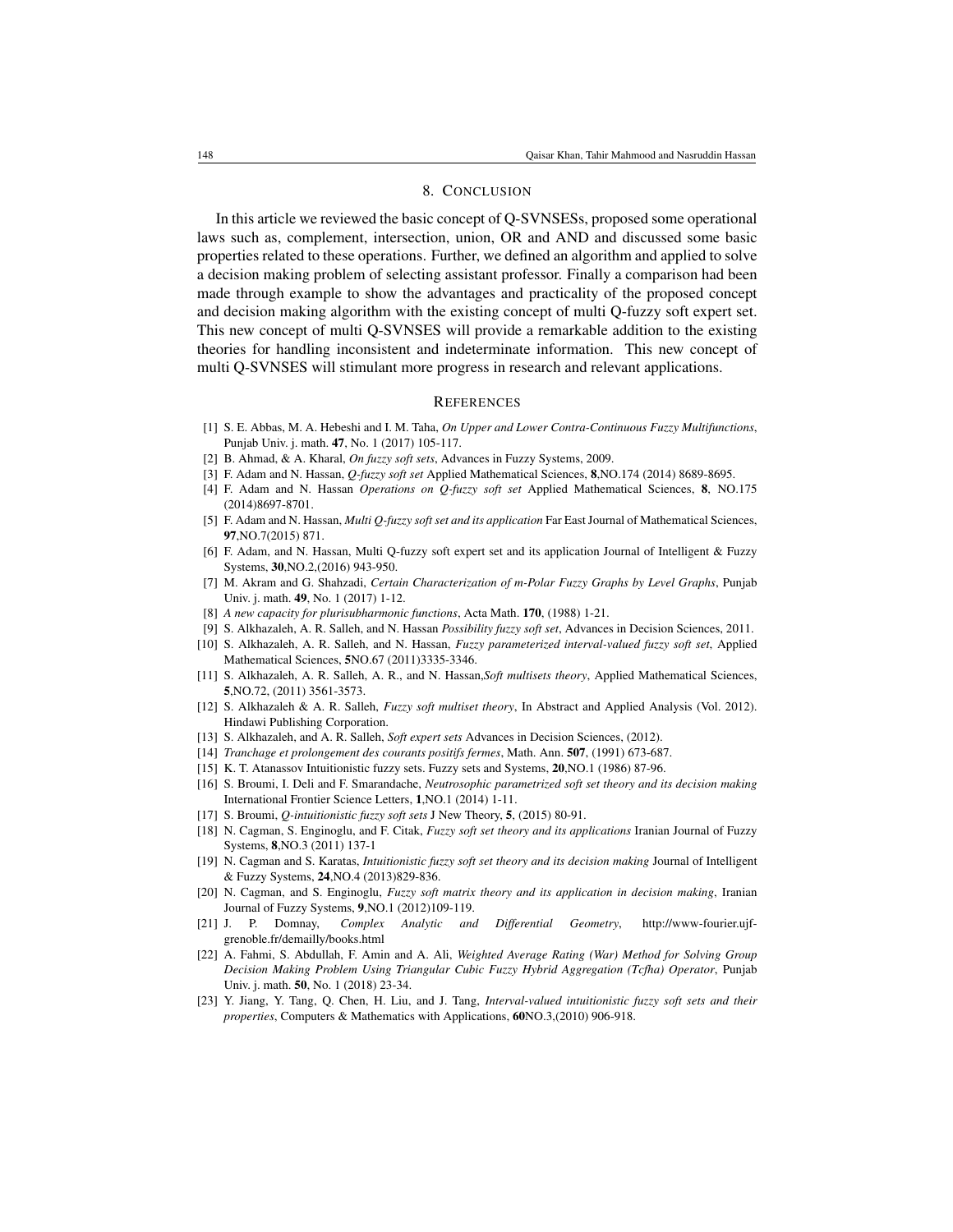## 8. CONCLUSION

In this article we reviewed the basic concept of Q-SVNSESs, proposed some operational laws such as, complement, intersection, union, OR and AND and discussed some basic properties related to these operations. Further, we defined an algorithm and applied to solve a decision making problem of selecting assistant professor. Finally a comparison had been made through example to show the advantages and practicality of the proposed concept and decision making algorithm with the existing concept of multi Q-fuzzy soft expert set. This new concept of multi Q-SVNSES will provide a remarkable addition to the existing theories for handling inconsistent and indeterminate information. This new concept of multi Q-SVNSES will stimulant more progress in research and relevant applications.

## REFERENCES

[1] S. E. Abbas, M. A. Hebeshi and I. M. Taha, *On Upper and Lower Contra-Continuous Fuzzy Multifunctions*, Punjab Univ. j. math. **47**, No. 1 (2017) 105-117.

[2] B. Ahmad, & A. Kharal, *On fuzzy soft sets*, Advances in Fuzzy Systems, 2009.

[3] F. Adam and N. Hassan, *Q-fuzzy soft set* Applied Mathematical Sciences, **8**,NO.174 (2014) 8689-8695.

[4] F. Adam and N. Hassan *Operations on Q-fuzzy soft set* Applied Mathematical Sciences, **8**, NO.175 (2014)8697-8701.

[5] F. Adam and N. Hassan, *Multi Q-fuzzy soft set and its application* Far East Journal of Mathematical Sciences, **97**,NO.7(2015) 871.

[6] F. Adam, and N. Hassan, Multi Q-fuzzy soft expert set and its application Journal of Intelligent & Fuzzy Systems, **30**,NO.2,(2016) 943-950.

[7] M. Akram and G. Shahzadi, *Certain Characterization of m-Polar Fuzzy Graphs by Level Graphs*, Punjab Univ. j. math. **49**, No. 1 (2017) 1-12.

[8] *A new capacity for plurisubharmonic functions*, Acta Math. **170**, (1988) 1-21.

[9] S. Alkhazaleh, A. R. Salleh, and N. Hassan *Possibility fuzzy soft set*, Advances in Decision Sciences, 2011.

[10] S. Alkhazaleh, A. R. Salleh, and N. Hassan, *Fuzzy parameterized interval-valued fuzzy soft set*, Applied Mathematical Sciences, **5**NO.67 (2011)3335-3346.

[11] S. Alkhazaleh, A. R. Salleh, A. R., and N. Hassan,*Soft multisets theory*, Applied Mathematical Sciences, **5**,NO.72, (2011) 3561-3573.

[12] S. Alkhazaleh & A. R. Salleh, *Fuzzy soft multiset theory*, In Abstract and Applied Analysis (Vol. 2012). Hindawi Publishing Corporation.

[13] S. Alkhazaleh, and A. R. Salleh, *Soft expert sets* Advances in Decision Sciences, (2012).

[14] *Tranchage et prolongement des courants positifs fermes*, Math. Ann. **507**, (1991) 673-687.

[15] K. T. Atanassov Intuitionistic fuzzy sets. Fuzzy sets and Systems, **20**,NO.1 (1986) 87-96.

[16] S. Broumi, I. Deli and F. Smarandache, *Neutrosophic parametrized soft set theory and its decision making* International Frontier Science Letters, **1**,NO.1 (2014) 1-11.

[17] S. Broumi, *Q-intuitionistic fuzzy soft sets* J New Theory, **5**, (2015) 80-91.

[18] N. Cagman, S. Enginoglu, and F. Citak, *Fuzzy soft set theory and its applications* Iranian Journal of Fuzzy Systems, **8**,NO.3 (2011) 137-1

[19] N. Cagman and S. Karatas, *Intuitionistic fuzzy soft set theory and its decision making* Journal of Intelligent & Fuzzy Systems, **24**,NO.4 (2013)829-836.

[20] N. Cagman, and S. Enginoglu, *Fuzzy soft matrix theory and its application in decision making*, Iranian Journal of Fuzzy Systems, **9**,NO.1 (2012)109-119.

[21] J. P. Domnay, *Complex Analytic and Differential Geometry*, http://www-fourier.ujf-grenoble.fr/demailly/books.html

[22] A. Fahmi, S. Abdullah, F. Amin and A. Ali, *Weighted Average Rating (War) Method for Solving Group Decision Making Problem Using Triangular Cubic Fuzzy Hybrid Aggregation (Tcfha) Operator*, Punjab Univ. j. math. **50**, No. 1 (2018) 23-34.

[23] Y. Jiang, Y. Tang, Q. Chen, H. Liu, and J. Tang, *Interval-valued intuitionistic fuzzy soft sets and their properties*, Computers & Mathematics with Applications, **60**NO.3,(2010) 906-918.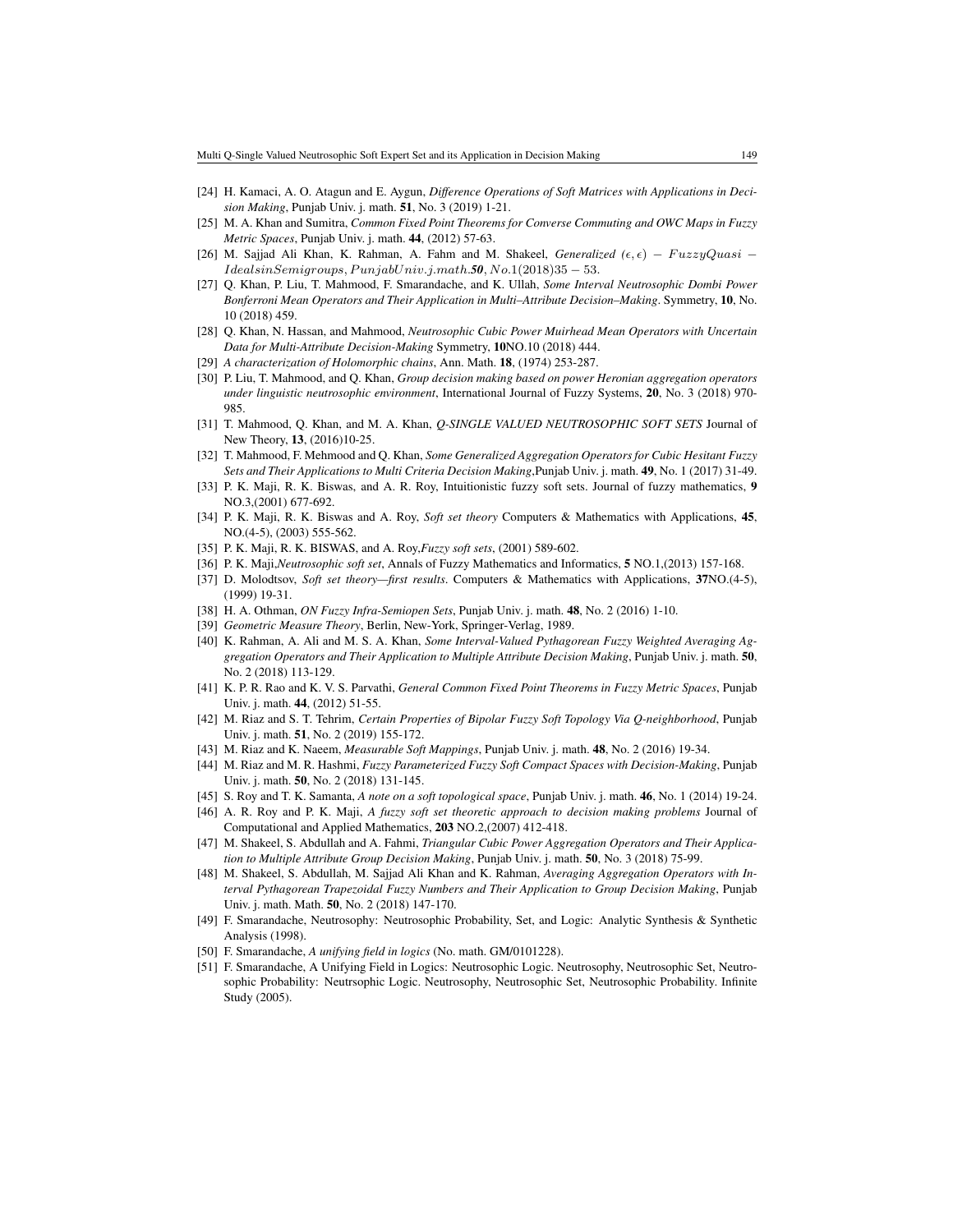[24] H. Kamaci, A. O. Atagun and E. Aygun, *Difference Operations of Soft Matrices with Applications in Decision Making*, Punjab Univ. j. math. **51**, No. 3 (2019) 1-21.

[25] M. A. Khan and Sumitra, *Common Fixed Point Theorems for Converse Commuting and OWC Maps in Fuzzy Metric Spaces*, Punjab Univ. j. math. **44**, (2012) 57-63.

[26] M. Sajjad Ali Khan, K. Rahman, A. Fahm and M. Shakeel, *Generalized* $(\epsilon, \epsilon) - FuzzyQuasi - IdealsinSemigroups, PunjabUniv.j.math.\mathbf{50}, No.1(2018)35-53.$

[27] Q. Khan, P. Liu, T. Mahmood, F. Smarandache, and K. Ullah, *Some Interval Neutrosophic Dombi Power Bonferroni Mean Operators and Their Application in Multi–Attribute Decision–Making*. Symmetry, **10**, No. 10 (2018) 459.

[28] Q. Khan, N. Hassan, and Mahmood, *Neutrosophic Cubic Power Muirhead Mean Operators with Uncertain Data for Multi-Attribute Decision-Making* Symmetry, **10**NO.10 (2018) 444.

[29] *A characterization of Holomorphic chains*, Ann. Math. **18**, (1974) 253-287.

[30] P. Liu, T. Mahmood, and Q. Khan, *Group decision making based on power Heronian aggregation operators under linguistic neutrosophic environment*, International Journal of Fuzzy Systems, **20**, No. 3 (2018) 970-985.

[31] T. Mahmood, Q. Khan, and M. A. Khan, *Q-SINGLE VALUED NEUTROSOPHIC SOFT SETS* Journal of New Theory, **13**, (2016)10-25.

[32] T. Mahmood, F. Mehmood and Q. Khan, *Some Generalized Aggregation Operators for Cubic Hesitant Fuzzy Sets and Their Applications to Multi Criteria Decision Making*,Punjab Univ. j. math. **49**, No. 1 (2017) 31-49.

[33] P. K. Maji, R. K. Biswas, and A. R. Roy, Intuitionistic fuzzy soft sets. Journal of fuzzy mathematics, **9** NO.3,(2001) 677-692.

[34] P. K. Maji, R. K. Biswas and A. Roy, *Soft set theory* Computers & Mathematics with Applications, **45**, NO.(4-5), (2003) 555-562.

[35] P. K. Maji, R. K. BISWAS, and A. Roy,*Fuzzy soft sets*, (2001) 589-602.

[36] P. K. Maji,*Neutrosophic soft set*, Annals of Fuzzy Mathematics and Informatics, **5** NO.1,(2013) 157-168.

[37] D. Molodtsov, *Soft set theory—first results*. Computers & Mathematics with Applications, **37**NO.(4-5), (1999) 19-31.

[38] H. A. Othman, *ON Fuzzy Infra-Semiopen Sets*, Punjab Univ. j. math. **48**, No. 2 (2016) 1-10.

[39] *Geometric Measure Theory*, Berlin, New-York, Springer-Verlag, 1989.

[40] K. Rahman, A. Ali and M. S. A. Khan, *Some Interval-Valued Pythagorean Fuzzy Weighted Averaging Aggregation Operators and Their Application to Multiple Attribute Decision Making*, Punjab Univ. j. math. **50**, No. 2 (2018) 113-129.

[41] K. P. R. Rao and K. V. S. Parvathi, *General Common Fixed Point Theorems in Fuzzy Metric Spaces*, Punjab Univ. j. math. **44**, (2012) 51-55.

[42] M. Riaz and S. T. Tehrim, *Certain Properties of Bipolar Fuzzy Soft Topology Via Q-neighborhood*, Punjab Univ. j. math. **51**, No. 2 (2019) 155-172.

[43] M. Riaz and K. Naeem, *Measurable Soft Mappings*, Punjab Univ. j. math. **48**, No. 2 (2016) 19-34.

[44] M. Riaz and M. R. Hashmi, *Fuzzy Parameterized Fuzzy Soft Compact Spaces with Decision-Making*, Punjab Univ. j. math. **50**, No. 2 (2018) 131-145.

[45] S. Roy and T. K. Samanta, *A note on a soft topological space*, Punjab Univ. j. math. **46**, No. 1 (2014) 19-24.

[46] A. R. Roy and P. K. Maji, *A fuzzy soft set theoretic approach to decision making problems* Journal of Computational and Applied Mathematics, **203** NO.2,(2007) 412-418.

[47] M. Shakeel, S. Abdullah and A. Fahmi, *Triangular Cubic Power Aggregation Operators and Their Application to Multiple Attribute Group Decision Making*, Punjab Univ. j. math. **50**, No. 3 (2018) 75-99.

[48] M. Shakeel, S. Abdullah, M. Sajjad Ali Khan and K. Rahman, *Averaging Aggregation Operators with Interval Pythagorean Trapezoidal Fuzzy Numbers and Their Application to Group Decision Making*, Punjab Univ. j. math. Math. **50**, No. 2 (2018) 147-170.

[49] F. Smarandache, Neutrosophy: Neutrosophic Probability, Set, and Logic: Analytic Synthesis & Synthetic Analysis (1998).

[50] F. Smarandache, *A unifying field in logics* (No. math. GM/0101228).

[51] F. Smarandache, A Unifying Field in Logics: Neutrosophic Logic. Neutrosophy, Neutrosophic Set, Neutrosophic Probability: Neutrsophic Logic. Neutrosophy, Neutrosophic Set, Neutrosophic Probability. Infinite Study (2005).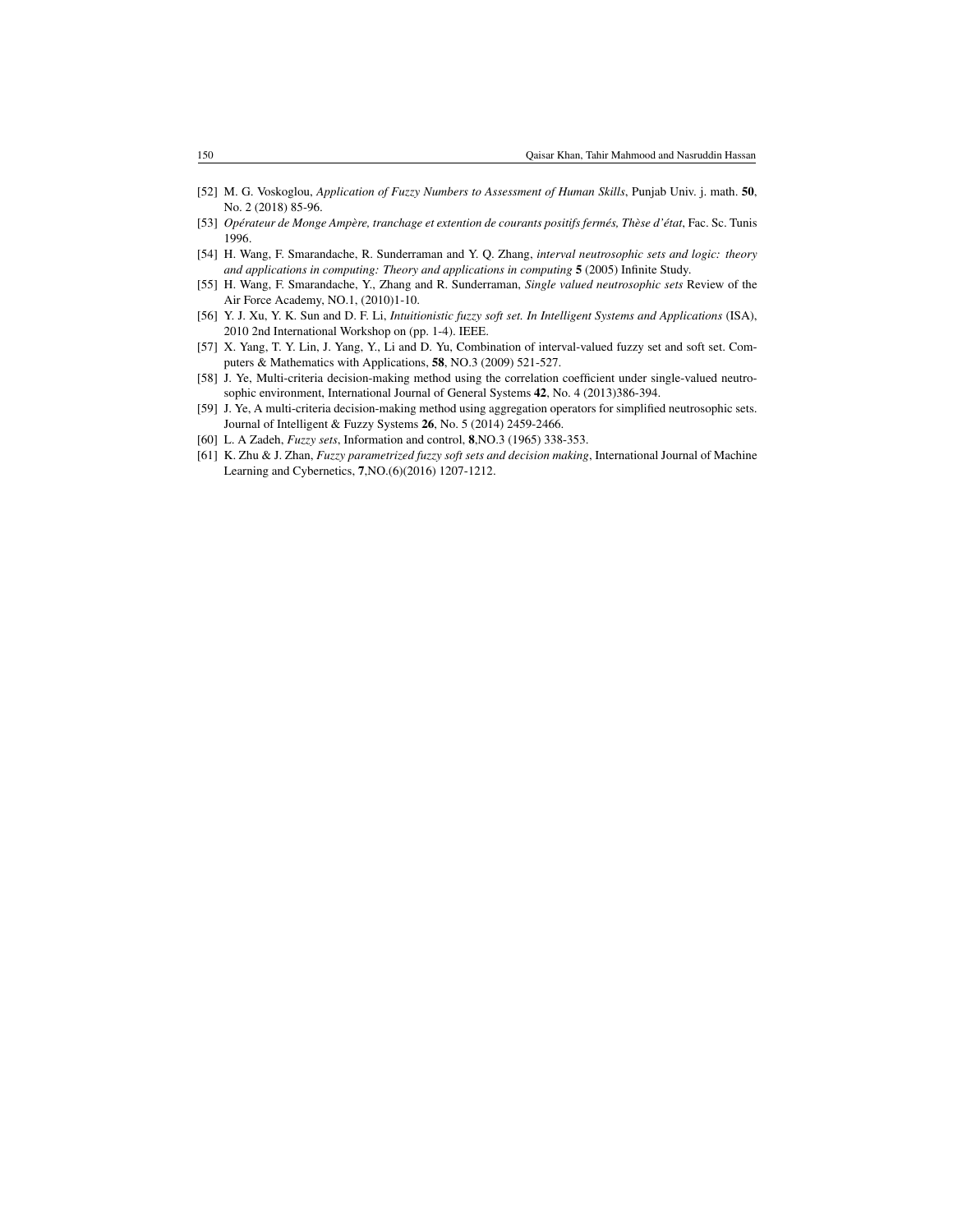[52] M. G. Voskoglou, *Application of Fuzzy Numbers to Assessment of Human Skills*, Punjab Univ. j. math. **50**, No. 2 (2018) 85-96.

[53] *Opérateur de Monge Ampère, tranchage et extention de courants positifs fermés, Thèse d'état*, Fac. Sc. Tunis 1996.

[54] H. Wang, F. Smarandache, R. Sunderraman and Y. Q. Zhang, *interval neutrosophic sets and logic: theory and applications in computing: Theory and applications in computing* **5** (2005) Infinite Study.

[55] H. Wang, F. Smarandache, Y., Zhang and R. Sunderraman, *Single valued neutrosophic sets* Review of the Air Force Academy, NO.1, (2010)1-10.

[56] Y. J. Xu, Y. K. Sun and D. F. Li, *Intuitionistic fuzzy soft set. In Intelligent Systems and Applications* (ISA), 2010 2nd International Workshop on (pp. 1-4). IEEE.

[57] X. Yang, T. Y. Lin, J. Yang, Y., Li and D. Yu, Combination of interval-valued fuzzy set and soft set. Computers & Mathematics with Applications, **58**, NO.3 (2009) 521-527.

[58] J. Ye, Multi-criteria decision-making method using the correlation coefficient under single-valued neutrosophic environment, International Journal of General Systems **42**, No. 4 (2013)386-394.

[59] J. Ye, A multi-criteria decision-making method using aggregation operators for simplified neutrosophic sets. Journal of Intelligent & Fuzzy Systems **26**, No. 5 (2014) 2459-2466.

[60] L. A Zadeh, *Fuzzy sets*, Information and control, **8**,NO.3 (1965) 338-353.

[61] K. Zhu & J. Zhan, *Fuzzy parametrized fuzzy soft sets and decision making*, International Journal of Machine Learning and Cybernetics, **7**,NO.(6)(2016) 1207-1212.